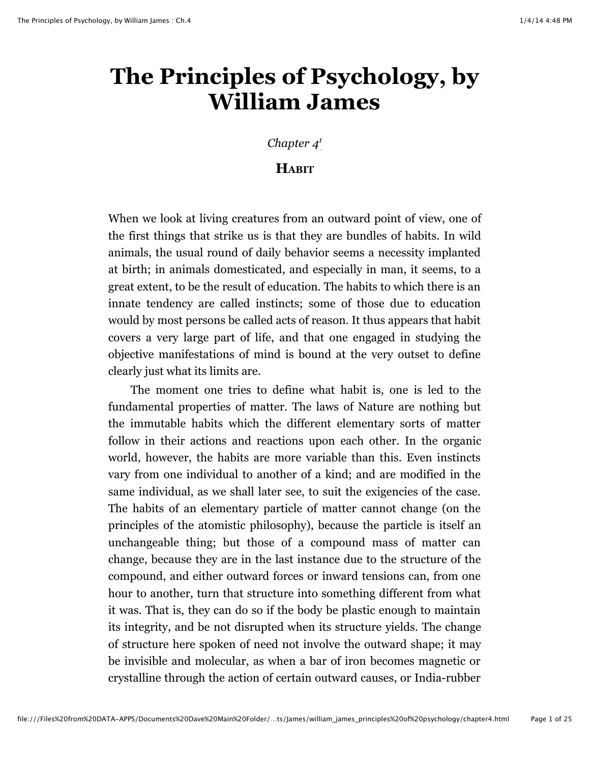# The Principles of Psychology, by William James

*Chapter 4*[1]

## Habit

When we look at living creatures from an outward point of view, one of the first things that strike us is that they are bundles of habits. In wild animals, the usual round of daily behavior seems a necessity implanted at birth; in animals domesticated, and especially in man, it seems, to a great extent, to be the result of education. The habits to which there is an innate tendency are called instincts; some of those due to education would by most persons be called acts of reason. It thus appears that habit covers a very large part of life, and that one engaged in studying the objective manifestations of mind is bound at the very outset to define clearly just what its limits are.

The moment one tries to define what habit is, one is led to the fundamental properties of matter. The laws of Nature are nothing but the immutable habits which the different elementary sorts of matter follow in their actions and reactions upon each other. In the organic world, however, the habits are more variable than this. Even instincts vary from one individual to another of a kind; and are modified in the same individual, as we shall later see, to suit the exigencies of the case. The habits of an elementary particle of matter cannot change (on the principles of the atomistic philosophy), because the particle is itself an unchangeable thing; but those of a compound mass of matter can change, because they are in the last instance due to the structure of the compound, and either outward forces or inward tensions can, from one hour to another, turn that structure into something different from what it was. That is, they can do so if the body be plastic enough to maintain its integrity, and be not disrupted when its structure yields. The change of structure here spoken of need not involve the outward shape; it may be invisible and molecular, as when a bar of iron becomes magnetic or crystalline through the action of certain outward causes, or India-rubber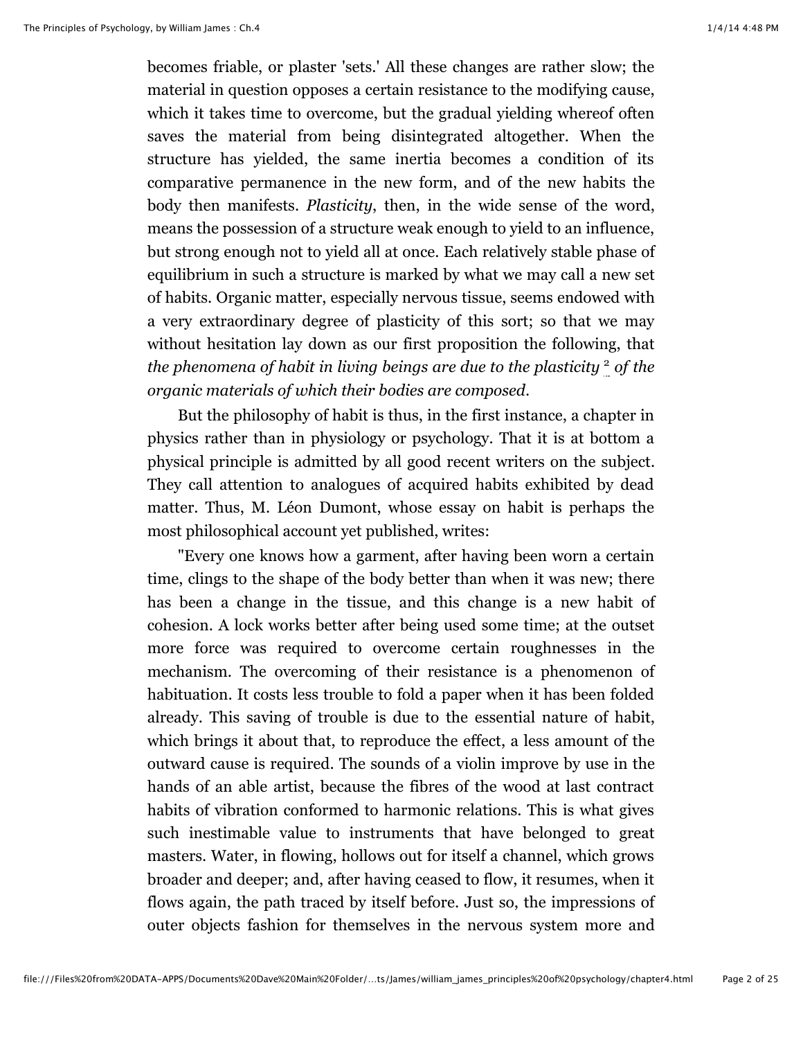becomes friable, or plaster 'sets.' All these changes are rather slow; the material in question opposes a certain resistance to the modifying cause, which it takes time to overcome, but the gradual yielding whereof often saves the material from being disintegrated altogether. When the structure has yielded, the same inertia becomes a condition of its comparative permanence in the new form, and of the new habits the body then manifests. *Plasticity*, then, in the wide sense of the word, means the possession of a structure weak enough to yield to an influence, but strong enough not to yield all at once. Each relatively stable phase of equilibrium in such a structure is marked by what we may call a new set of habits. Organic matter, especially nervous tissue, seems endowed with a very extraordinary degree of plasticity of this sort; so that we may without hesitation lay down as our first proposition the following, that *the phenomena of habit in living beings are due to the plasticity* [2] *of the organic materials of which their bodies are composed.*

But the philosophy of habit is thus, in the first instance, a chapter in physics rather than in physiology or psychology. That it is at bottom a physical principle is admitted by all good recent writers on the subject. They call attention to analogues of acquired habits exhibited by dead matter. Thus, M. Léon Dumont, whose essay on habit is perhaps the most philosophical account yet published, writes:

"Every one knows how a garment, after having been worn a certain time, clings to the shape of the body better than when it was new; there has been a change in the tissue, and this change is a new habit of cohesion. A lock works better after being used some time; at the outset more force was required to overcome certain roughnesses in the mechanism. The overcoming of their resistance is a phenomenon of habituation. It costs less trouble to fold a paper when it has been folded already. This saving of trouble is due to the essential nature of habit, which brings it about that, to reproduce the effect, a less amount of the outward cause is required. The sounds of a violin improve by use in the hands of an able artist, because the fibres of the wood at last contract habits of vibration conformed to harmonic relations. This is what gives such inestimable value to instruments that have belonged to great masters. Water, in flowing, hollows out for itself a channel, which grows broader and deeper; and, after having ceased to flow, it resumes, when it flows again, the path traced by itself before. Just so, the impressions of outer objects fashion for themselves in the nervous system more and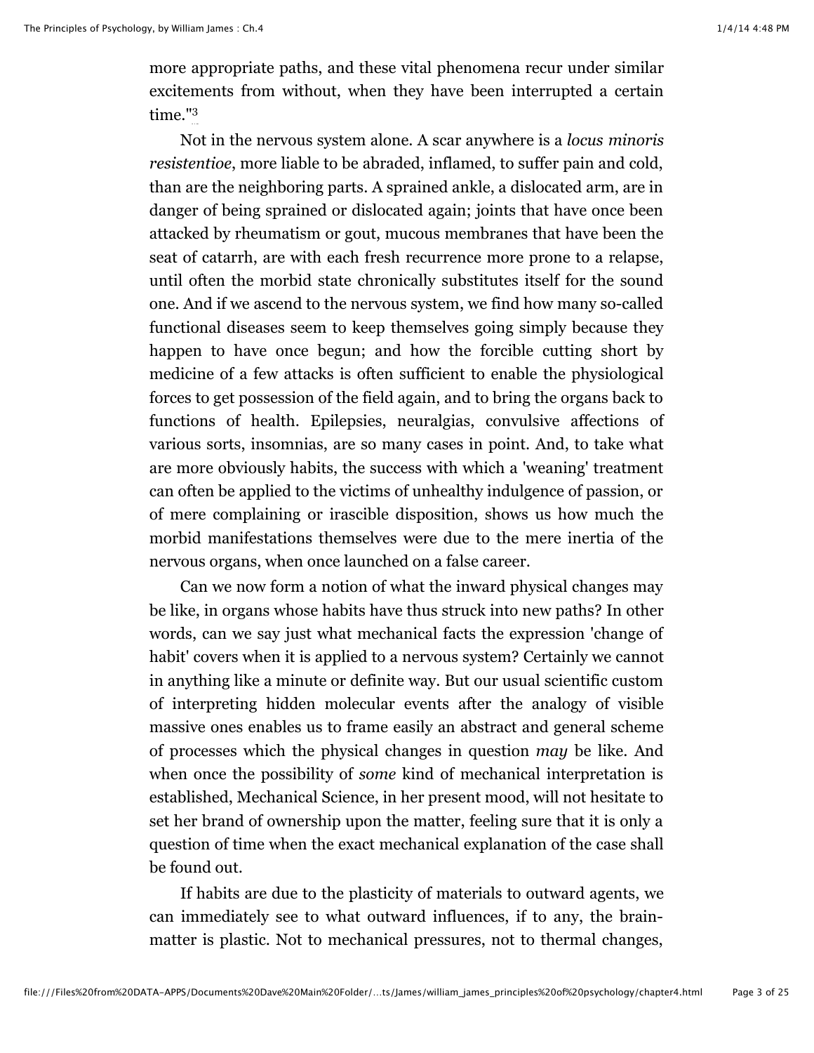more appropriate paths, and these vital phenomena recur under similar excitements from without, when they have been interrupted a certain time."[3]

Not in the nervous system alone. A scar anywhere is a *locus minoris resistentioe*, more liable to be abraded, inflamed, to suffer pain and cold, than are the neighboring parts. A sprained ankle, a dislocated arm, are in danger of being sprained or dislocated again; joints that have once been attacked by rheumatism or gout, mucous membranes that have been the seat of catarrh, are with each fresh recurrence more prone to a relapse, until often the morbid state chronically substitutes itself for the sound one. And if we ascend to the nervous system, we find how many so-called functional diseases seem to keep themselves going simply because they happen to have once begun; and how the forcible cutting short by medicine of a few attacks is often sufficient to enable the physiological forces to get possession of the field again, and to bring the organs back to functions of health. Epilepsies, neuralgias, convulsive affections of various sorts, insomnias, are so many cases in point. And, to take what are more obviously habits, the success with which a 'weaning' treatment can often be applied to the victims of unhealthy indulgence of passion, or of mere complaining or irascible disposition, shows us how much the morbid manifestations themselves were due to the mere inertia of the nervous organs, when once launched on a false career.

Can we now form a notion of what the inward physical changes may be like, in organs whose habits have thus struck into new paths? In other words, can we say just what mechanical facts the expression 'change of habit' covers when it is applied to a nervous system? Certainly we cannot in anything like a minute or definite way. But our usual scientific custom of interpreting hidden molecular events after the analogy of visible massive ones enables us to frame easily an abstract and general scheme of processes which the physical changes in question *may* be like. And when once the possibility of *some* kind of mechanical interpretation is established, Mechanical Science, in her present mood, will not hesitate to set her brand of ownership upon the matter, feeling sure that it is only a question of time when the exact mechanical explanation of the case shall be found out.

If habits are due to the plasticity of materials to outward agents, we can immediately see to what outward influences, if to any, the brain-matter is plastic. Not to mechanical pressures, not to thermal changes,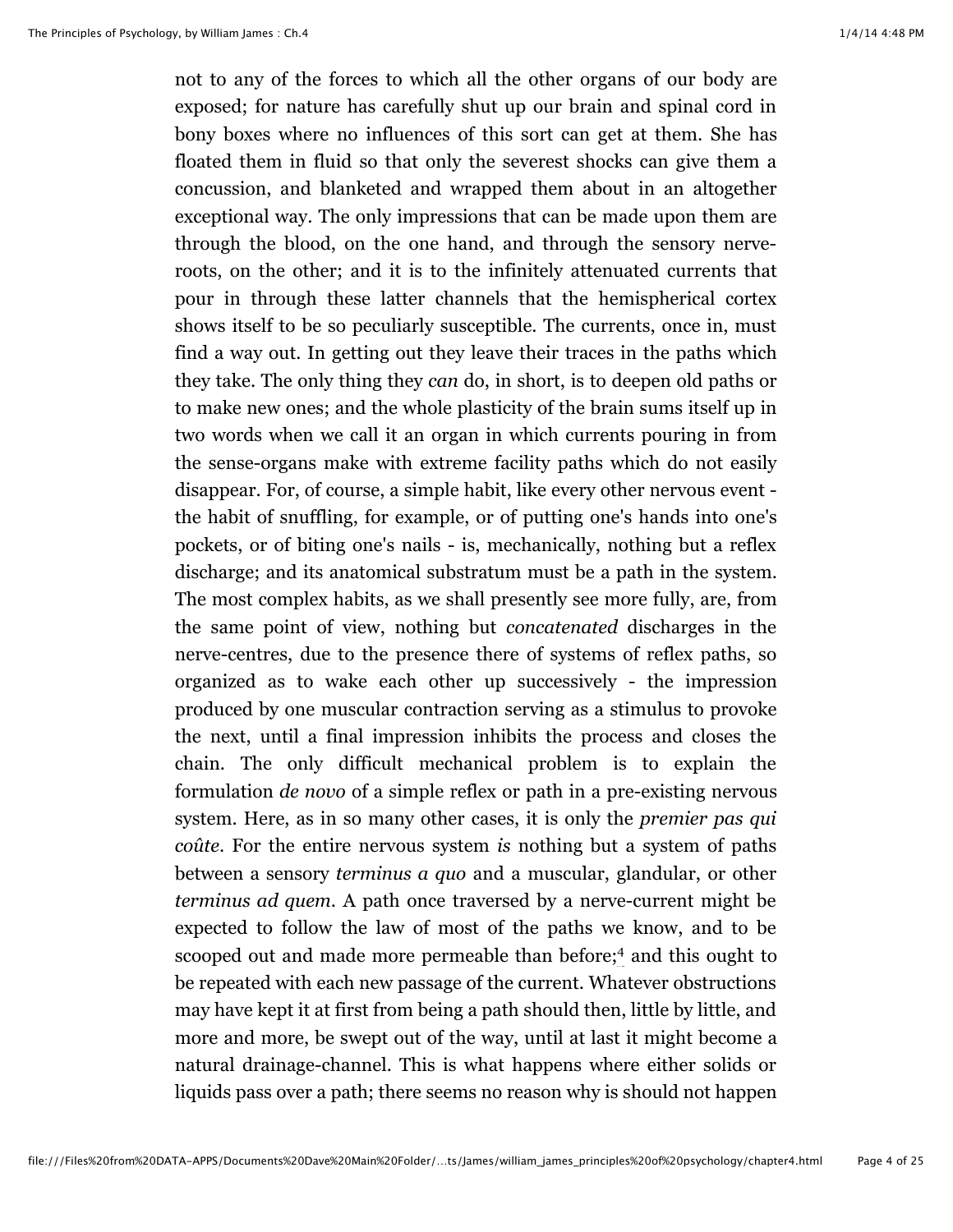not to any of the forces to which all the other organs of our body are exposed; for nature has carefully shut up our brain and spinal cord in bony boxes where no influences of this sort can get at them. She has floated them in fluid so that only the severest shocks can give them a concussion, and blanketed and wrapped them about in an altogether exceptional way. The only impressions that can be made upon them are through the blood, on the one hand, and through the sensory nerve-roots, on the other; and it is to the infinitely attenuated currents that pour in through these latter channels that the hemispherical cortex shows itself to be so peculiarly susceptible. The currents, once in, must find a way out. In getting out they leave their traces in the paths which they take. The only thing they *can* do, in short, is to deepen old paths or to make new ones; and the whole plasticity of the brain sums itself up in two words when we call it an organ in which currents pouring in from the sense-organs make with extreme facility paths which do not easily disappear. For, of course, a simple habit, like every other nervous event - the habit of snuffling, for example, or of putting one's hands into one's pockets, or of biting one's nails - is, mechanically, nothing but a reflex discharge; and its anatomical substratum must be a path in the system. The most complex habits, as we shall presently see more fully, are, from the same point of view, nothing but *concatenated* discharges in the nerve-centres, due to the presence there of systems of reflex paths, so organized as to wake each other up successively - the impression produced by one muscular contraction serving as a stimulus to provoke the next, until a final impression inhibits the process and closes the chain. The only difficult mechanical problem is to explain the formulation *de novo* of a simple reflex or path in a pre-existing nervous system. Here, as in so many other cases, it is only the *premier pas qui coûte*. For the entire nervous system *is* nothing but a system of paths between a sensory *terminus a quo* and a muscular, glandular, or other *terminus ad quem*. A path once traversed by a nerve-current might be expected to follow the law of most of the paths we know, and to be scooped out and made more permeable than before;[4] and this ought to be repeated with each new passage of the current. Whatever obstructions may have kept it at first from being a path should then, little by little, and more and more, be swept out of the way, until at last it might become a natural drainage-channel. This is what happens where either solids or liquids pass over a path; there seems no reason why is should not happen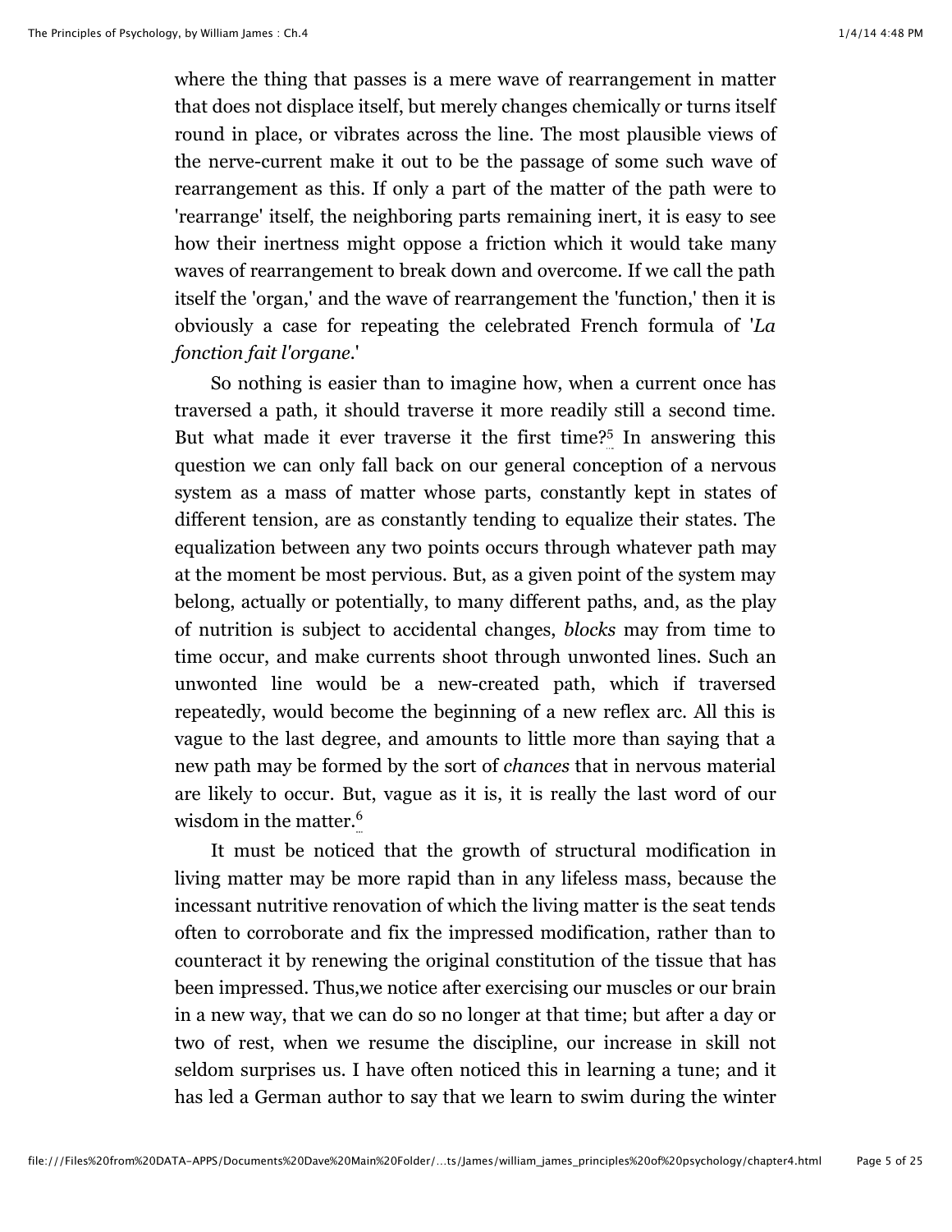where the thing that passes is a mere wave of rearrangement in matter that does not displace itself, but merely changes chemically or turns itself round in place, or vibrates across the line. The most plausible views of the nerve-current make it out to be the passage of some such wave of rearrangement as this. If only a part of the matter of the path were to 'rearrange' itself, the neighboring parts remaining inert, it is easy to see how their inertness might oppose a friction which it would take many waves of rearrangement to break down and overcome. If we call the path itself the 'organ,' and the wave of rearrangement the 'function,' then it is obviously a case for repeating the celebrated French formula of '*La fonction fait l'organe*.'

So nothing is easier than to imagine how, when a current once has traversed a path, it should traverse it more readily still a second time. But what made it ever traverse it the first time?[5] In answering this question we can only fall back on our general conception of a nervous system as a mass of matter whose parts, constantly kept in states of different tension, are as constantly tending to equalize their states. The equalization between any two points occurs through whatever path may at the moment be most pervious. But, as a given point of the system may belong, actually or potentially, to many different paths, and, as the play of nutrition is subject to accidental changes, *blocks* may from time to time occur, and make currents shoot through unwonted lines. Such an unwonted line would be a new-created path, which if traversed repeatedly, would become the beginning of a new reflex arc. All this is vague to the last degree, and amounts to little more than saying that a new path may be formed by the sort of *chances* that in nervous material are likely to occur. But, vague as it is, it is really the last word of our wisdom in the matter.[6]

It must be noticed that the growth of structural modification in living matter may be more rapid than in any lifeless mass, because the incessant nutritive renovation of which the living matter is the seat tends often to corroborate and fix the impressed modification, rather than to counteract it by renewing the original constitution of the tissue that has been impressed. Thus,we notice after exercising our muscles or our brain in a new way, that we can do so no longer at that time; but after a day or two of rest, when we resume the discipline, our increase in skill not seldom surprises us. I have often noticed this in learning a tune; and it has led a German author to say that we learn to swim during the winter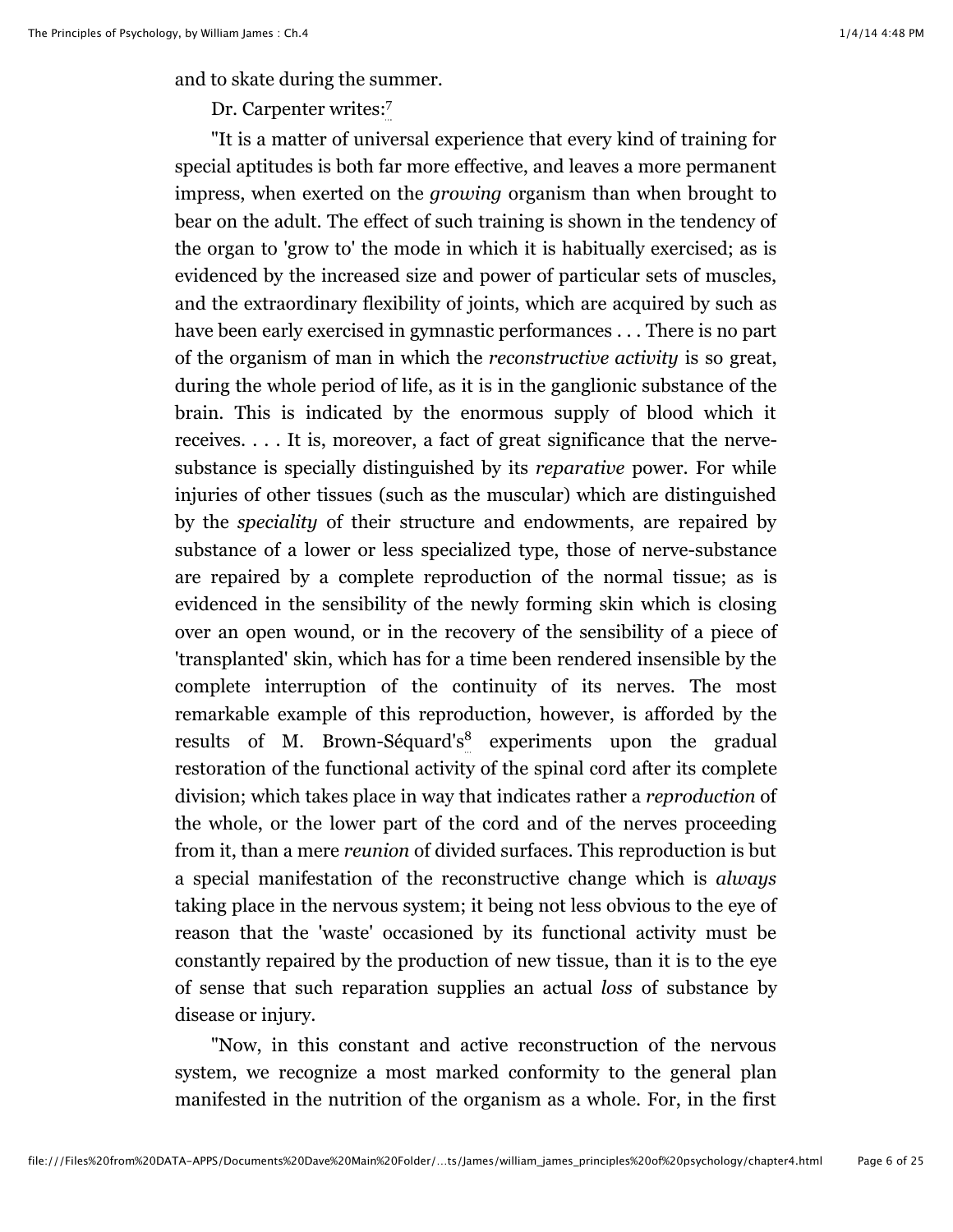and to skate during the summer.

Dr. Carpenter writes:[7]

"It is a matter of universal experience that every kind of training for special aptitudes is both far more effective, and leaves a more permanent impress, when exerted on the *growing* organism than when brought to bear on the adult. The effect of such training is shown in the tendency of the organ to 'grow to' the mode in which it is habitually exercised; as is evidenced by the increased size and power of particular sets of muscles, and the extraordinary flexibility of joints, which are acquired by such as have been early exercised in gymnastic performances . . . There is no part of the organism of man in which the *reconstructive activity* is so great, during the whole period of life, as it is in the ganglionic substance of the brain. This is indicated by the enormous supply of blood which it receives. . . . It is, moreover, a fact of great significance that the nerve-substance is specially distinguished by its *reparative* power. For while injuries of other tissues (such as the muscular) which are distinguished by the *speciality* of their structure and endowments, are repaired by substance of a lower or less specialized type, those of nerve-substance are repaired by a complete reproduction of the normal tissue; as is evidenced in the sensibility of the newly forming skin which is closing over an open wound, or in the recovery of the sensibility of a piece of 'transplanted' skin, which has for a time been rendered insensible by the complete interruption of the continuity of its nerves. The most remarkable example of this reproduction, however, is afforded by the results of M. Brown-Séquard's[8] experiments upon the gradual restoration of the functional activity of the spinal cord after its complete division; which takes place in way that indicates rather a *reproduction* of the whole, or the lower part of the cord and of the nerves proceeding from it, than a mere *reunion* of divided surfaces. This reproduction is but a special manifestation of the reconstructive change which is *always* taking place in the nervous system; it being not less obvious to the eye of reason that the 'waste' occasioned by its functional activity must be constantly repaired by the production of new tissue, than it is to the eye of sense that such reparation supplies an actual *loss* of substance by disease or injury.

"Now, in this constant and active reconstruction of the nervous system, we recognize a most marked conformity to the general plan manifested in the nutrition of the organism as a whole. For, in the first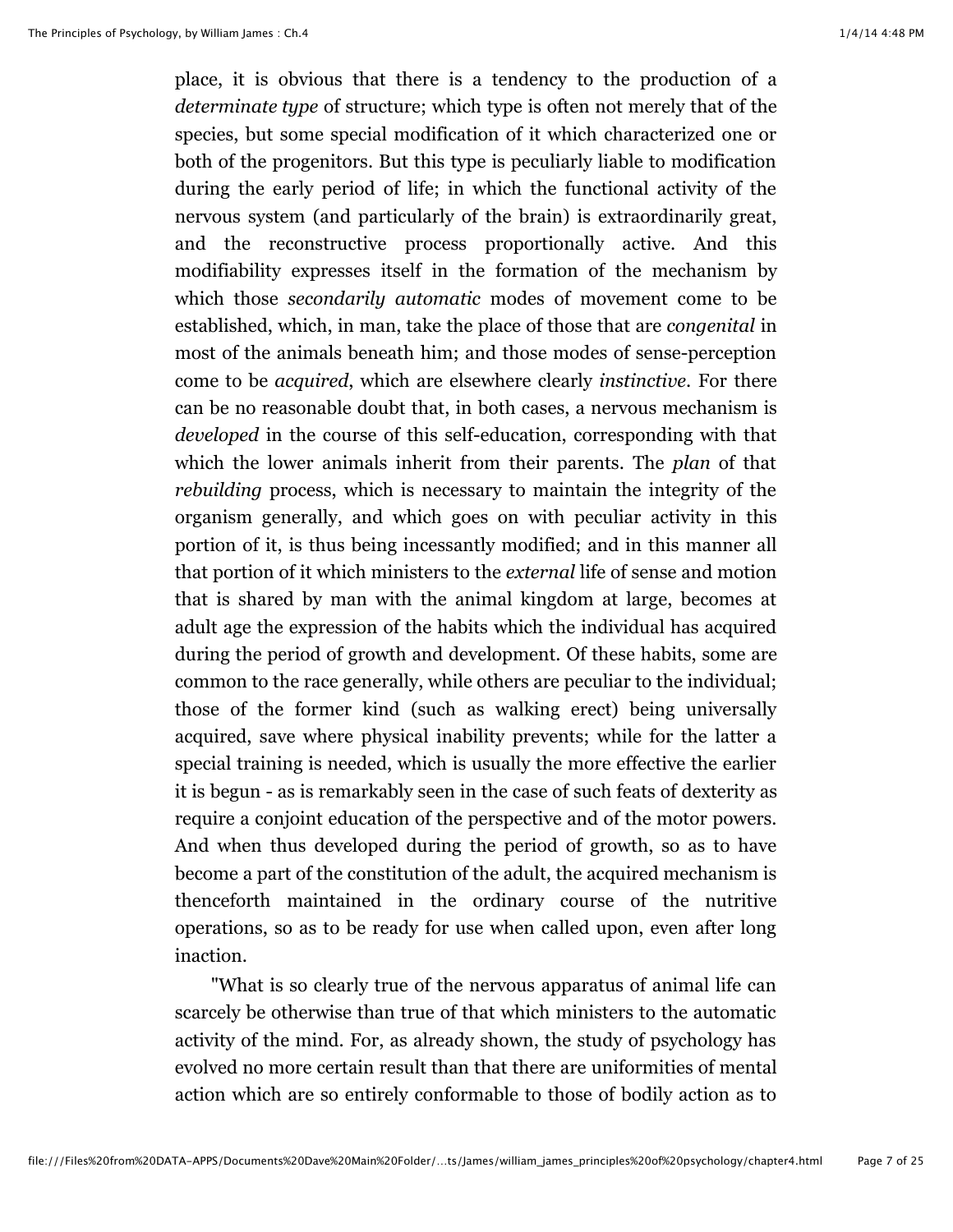place, it is obvious that there is a tendency to the production of a *determinate type* of structure; which type is often not merely that of the species, but some special modification of it which characterized one or both of the progenitors. But this type is peculiarly liable to modification during the early period of life; in which the functional activity of the nervous system (and particularly of the brain) is extraordinarily great, and the reconstructive process proportionally active. And this modifiability expresses itself in the formation of the mechanism by which those *secondarily automatic* modes of movement come to be established, which, in man, take the place of those that are *congenital* in most of the animals beneath him; and those modes of sense-perception come to be *acquired*, which are elsewhere clearly *instinctive*. For there can be no reasonable doubt that, in both cases, a nervous mechanism is *developed* in the course of this self-education, corresponding with that which the lower animals inherit from their parents. The *plan* of that *rebuilding* process, which is necessary to maintain the integrity of the organism generally, and which goes on with peculiar activity in this portion of it, is thus being incessantly modified; and in this manner all that portion of it which ministers to the *external* life of sense and motion that is shared by man with the animal kingdom at large, becomes at adult age the expression of the habits which the individual has acquired during the period of growth and development. Of these habits, some are common to the race generally, while others are peculiar to the individual; those of the former kind (such as walking erect) being universally acquired, save where physical inability prevents; while for the latter a special training is needed, which is usually the more effective the earlier it is begun - as is remarkably seen in the case of such feats of dexterity as require a conjoint education of the perspective and of the motor powers. And when thus developed during the period of growth, so as to have become a part of the constitution of the adult, the acquired mechanism is thenceforth maintained in the ordinary course of the nutritive operations, so as to be ready for use when called upon, even after long inaction.

"What is so clearly true of the nervous apparatus of animal life can scarcely be otherwise than true of that which ministers to the automatic activity of the mind. For, as already shown, the study of psychology has evolved no more certain result than that there are uniformities of mental action which are so entirely conformable to those of bodily action as to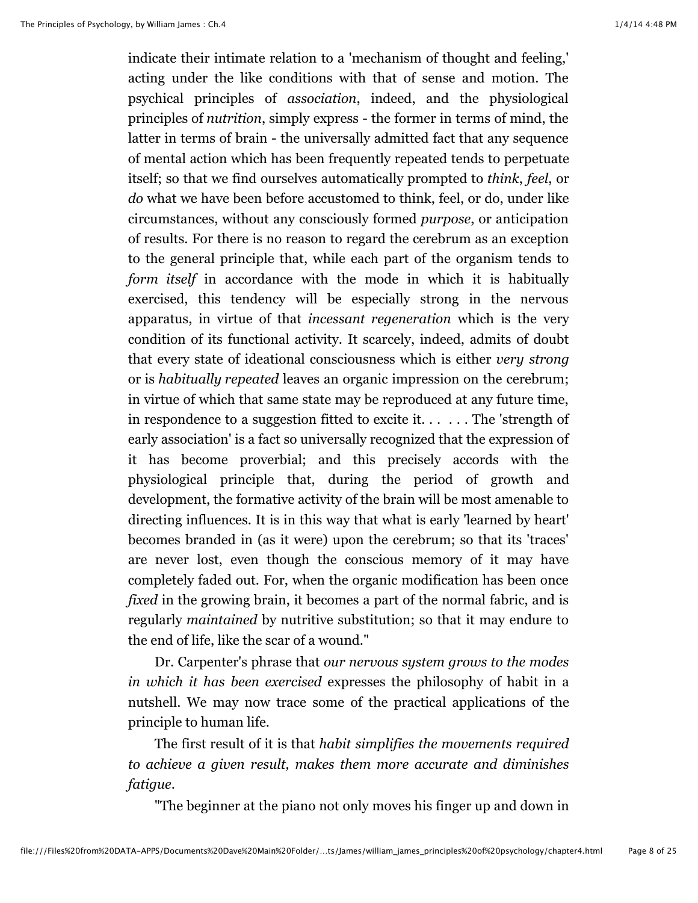indicate their intimate relation to a 'mechanism of thought and feeling,' acting under the like conditions with that of sense and motion. The psychical principles of *association*, indeed, and the physiological principles of *nutrition*, simply express - the former in terms of mind, the latter in terms of brain - the universally admitted fact that any sequence of mental action which has been frequently repeated tends to perpetuate itself; so that we find ourselves automatically prompted to *think*, *feel*, or *do* what we have been before accustomed to think, feel, or do, under like circumstances, without any consciously formed *purpose*, or anticipation of results. For there is no reason to regard the cerebrum as an exception to the general principle that, while each part of the organism tends to *form itself* in accordance with the mode in which it is habitually exercised, this tendency will be especially strong in the nervous apparatus, in virtue of that *incessant regeneration* which is the very condition of its functional activity. It scarcely, indeed, admits of doubt that every state of ideational consciousness which is either *very strong* or is *habitually repeated* leaves an organic impression on the cerebrum; in virtue of which that same state may be reproduced at any future time, in respondence to a suggestion fitted to excite it. . . . . . . The 'strength of early association' is a fact so universally recognized that the expression of it has become proverbial; and this precisely accords with the physiological principle that, during the period of growth and development, the formative activity of the brain will be most amenable to directing influences. It is in this way that what is early 'learned by heart' becomes branded in (as it were) upon the cerebrum; so that its 'traces' are never lost, even though the conscious memory of it may have completely faded out. For, when the organic modification has been once *fixed* in the growing brain, it becomes a part of the normal fabric, and is regularly *maintained* by nutritive substitution; so that it may endure to the end of life, like the scar of a wound."

Dr. Carpenter's phrase that *our nervous system grows to the modes in which it has been exercised* expresses the philosophy of habit in a nutshell. We may now trace some of the practical applications of the principle to human life.

The first result of it is that *habit simplifies the movements required to achieve a given result, makes them more accurate and diminishes fatigue*.

"The beginner at the piano not only moves his finger up and down in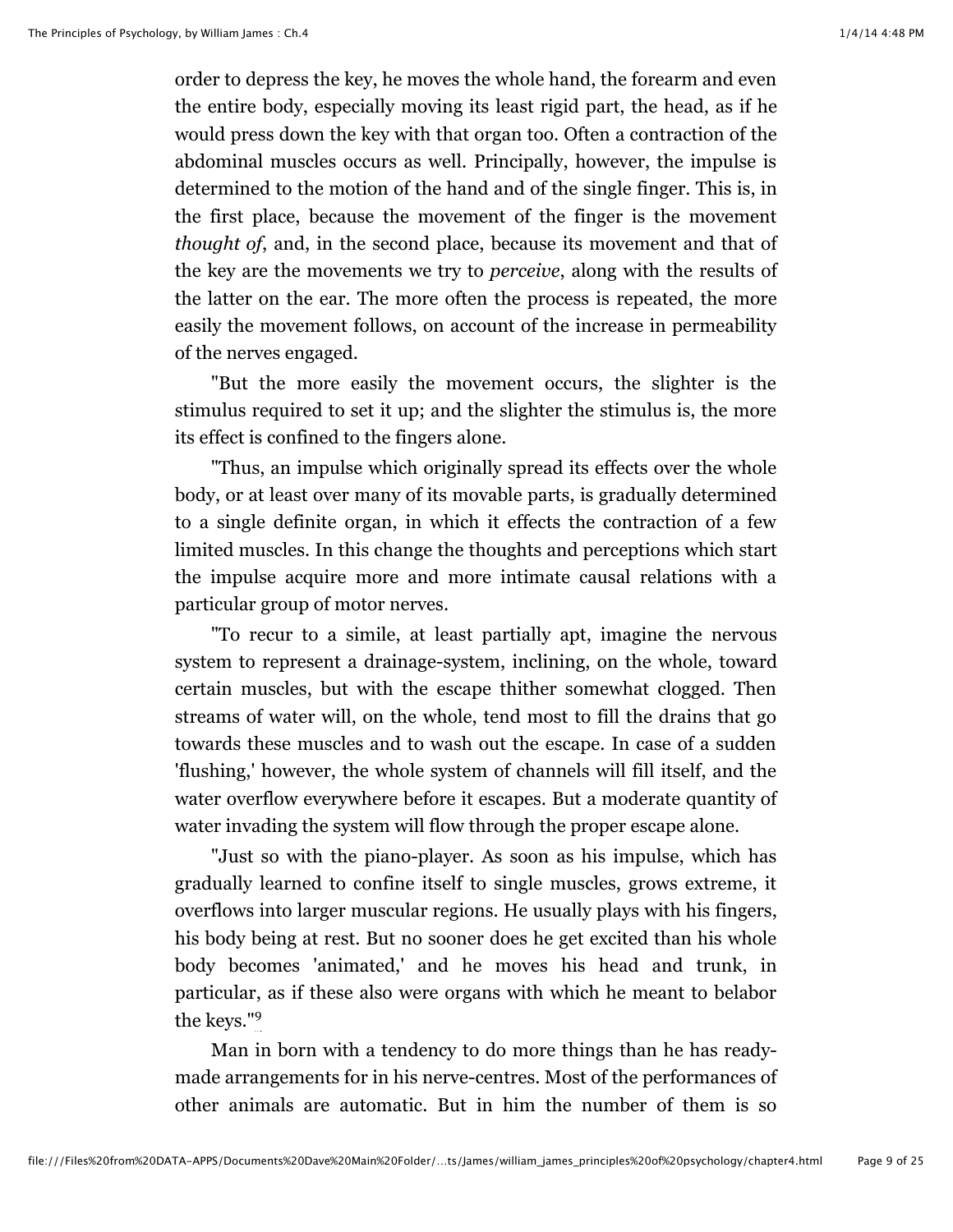order to depress the key, he moves the whole hand, the forearm and even the entire body, especially moving its least rigid part, the head, as if he would press down the key with that organ too. Often a contraction of the abdominal muscles occurs as well. Principally, however, the impulse is determined to the motion of the hand and of the single finger. This is, in the first place, because the movement of the finger is the movement *thought of,* and, in the second place, because its movement and that of the key are the movements we try to *perceive*, along with the results of the latter on the ear. The more often the process is repeated, the more easily the movement follows, on account of the increase in permeability of the nerves engaged.

"But the more easily the movement occurs, the slighter is the stimulus required to set it up; and the slighter the stimulus is, the more its effect is confined to the fingers alone.

"Thus, an impulse which originally spread its effects over the whole body, or at least over many of its movable parts, is gradually determined to a single definite organ, in which it effects the contraction of a few limited muscles. In this change the thoughts and perceptions which start the impulse acquire more and more intimate causal relations with a particular group of motor nerves.

"To recur to a simile, at least partially apt, imagine the nervous system to represent a drainage-system, inclining, on the whole, toward certain muscles, but with the escape thither somewhat clogged. Then streams of water will, on the whole, tend most to fill the drains that go towards these muscles and to wash out the escape. In case of a sudden 'flushing,' however, the whole system of channels will fill itself, and the water overflow everywhere before it escapes. But a moderate quantity of water invading the system will flow through the proper escape alone.

"Just so with the piano-player. As soon as his impulse, which has gradually learned to confine itself to single muscles, grows extreme, it overflows into larger muscular regions. He usually plays with his fingers, his body being at rest. But no sooner does he get excited than his whole body becomes 'animated,' and he moves his head and trunk, in particular, as if these also were organs with which he meant to belabor the keys."[9]

Man in born with a tendency to do more things than he has ready-made arrangements for in his nerve-centres. Most of the performances of other animals are automatic. But in him the number of them is so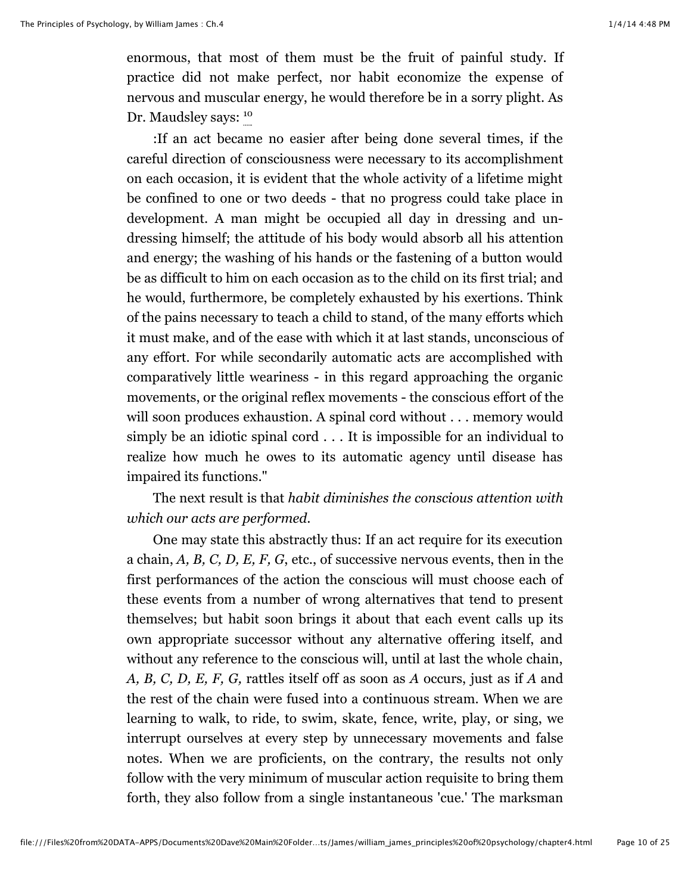enormous, that most of them must be the fruit of painful study. If practice did not make perfect, nor habit economize the expense of nervous and muscular energy, he would therefore be in a sorry plight. As Dr. Maudsley says: [10]

:If an act became no easier after being done several times, if the careful direction of consciousness were necessary to its accomplishment on each occasion, it is evident that the whole activity of a lifetime might be confined to one or two deeds - that no progress could take place in development. A man might be occupied all day in dressing and undressing himself; the attitude of his body would absorb all his attention and energy; the washing of his hands or the fastening of a button would be as difficult to him on each occasion as to the child on its first trial; and he would, furthermore, be completely exhausted by his exertions. Think of the pains necessary to teach a child to stand, of the many efforts which it must make, and of the ease with which it at last stands, unconscious of any effort. For while secondarily automatic acts are accomplished with comparatively little weariness - in this regard approaching the organic movements, or the original reflex movements - the conscious effort of the will soon produces exhaustion. A spinal cord without . . . memory would simply be an idiotic spinal cord . . . It is impossible for an individual to realize how much he owes to its automatic agency until disease has impaired its functions."

The next result is that *habit diminishes the conscious attention with which our acts are performed.*

One may state this abstractly thus: If an act require for its execution a chain, *A, B, C, D, E, F, G*, etc., of successive nervous events, then in the first performances of the action the conscious will must choose each of these events from a number of wrong alternatives that tend to present themselves; but habit soon brings it about that each event calls up its own appropriate successor without any alternative offering itself, and without any reference to the conscious will, until at last the whole chain, *A, B, C, D, E, F, G,* rattles itself off as soon as *A* occurs, just as if *A* and the rest of the chain were fused into a continuous stream. When we are learning to walk, to ride, to swim, skate, fence, write, play, or sing, we interrupt ourselves at every step by unnecessary movements and false notes. When we are proficients, on the contrary, the results not only follow with the very minimum of muscular action requisite to bring them forth, they also follow from a single instantaneous 'cue.' The marksman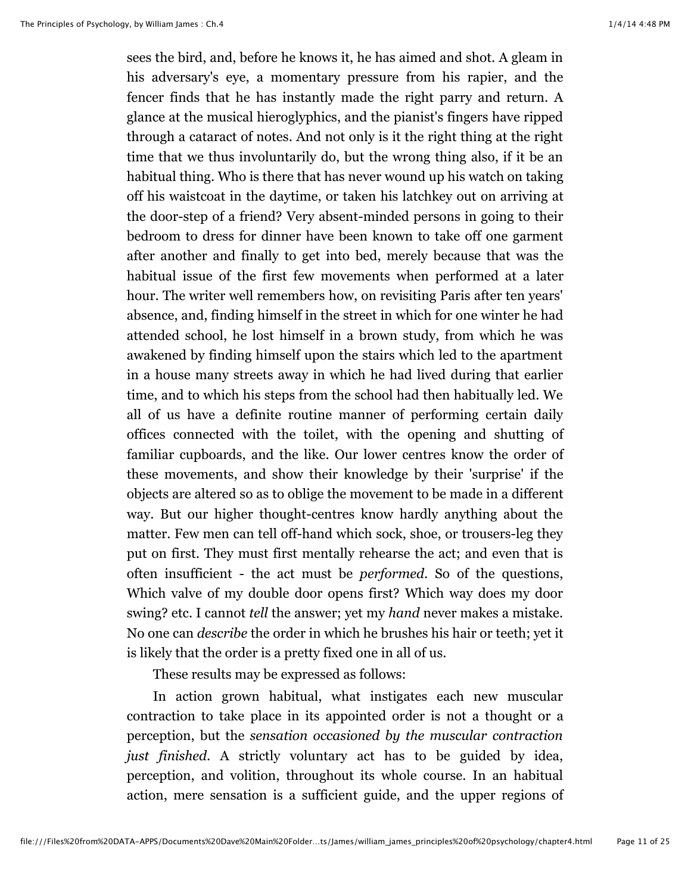sees the bird, and, before he knows it, he has aimed and shot. A gleam in his adversary's eye, a momentary pressure from his rapier, and the fencer finds that he has instantly made the right parry and return. A glance at the musical hieroglyphics, and the pianist's fingers have ripped through a cataract of notes. And not only is it the right thing at the right time that we thus involuntarily do, but the wrong thing also, if it be an habitual thing. Who is there that has never wound up his watch on taking off his waistcoat in the daytime, or taken his latchkey out on arriving at the door-step of a friend? Very absent-minded persons in going to their bedroom to dress for dinner have been known to take off one garment after another and finally to get into bed, merely because that was the habitual issue of the first few movements when performed at a later hour. The writer well remembers how, on revisiting Paris after ten years' absence, and, finding himself in the street in which for one winter he had attended school, he lost himself in a brown study, from which he was awakened by finding himself upon the stairs which led to the apartment in a house many streets away in which he had lived during that earlier time, and to which his steps from the school had then habitually led. We all of us have a definite routine manner of performing certain daily offices connected with the toilet, with the opening and shutting of familiar cupboards, and the like. Our lower centres know the order of these movements, and show their knowledge by their 'surprise' if the objects are altered so as to oblige the movement to be made in a different way. But our higher thought-centres know hardly anything about the matter. Few men can tell off-hand which sock, shoe, or trousers-leg they put on first. They must first mentally rehearse the act; and even that is often insufficient - the act must be *performed*. So of the questions, Which valve of my double door opens first? Which way does my door swing? etc. I cannot *tell* the answer; yet my *hand* never makes a mistake. No one can *describe* the order in which he brushes his hair or teeth; yet it is likely that the order is a pretty fixed one in all of us.

These results may be expressed as follows:

In action grown habitual, what instigates each new muscular contraction to take place in its appointed order is not a thought or a perception, but the *sensation occasioned by the muscular contraction just finished*. A strictly voluntary act has to be guided by idea, perception, and volition, throughout its whole course. In an habitual action, mere sensation is a sufficient guide, and the upper regions of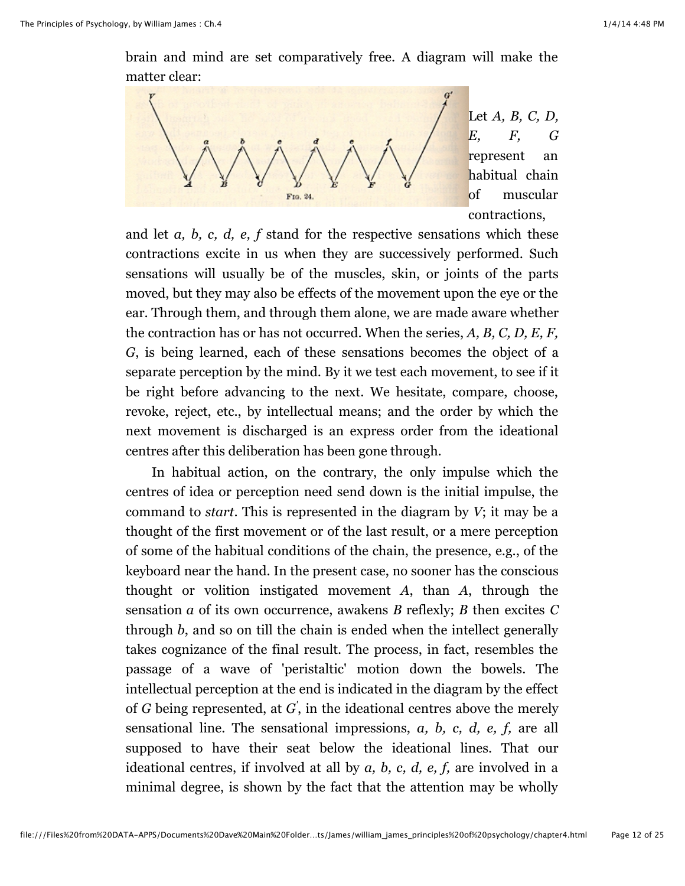brain and mind are set comparatively free. A diagram will make the matter clear:

Fig. 24.

Let *A, B, C, D, E, F, G* represent an habitual chain of muscular contractions, and let *a, b, c, d, e, f* stand for the respective sensations which these contractions excite in us when they are successively performed. Such sensations will usually be of the muscles, skin, or joints of the parts moved, but they may also be effects of the movement upon the eye or the ear. Through them, and through them alone, we are made aware whether the contraction has or has not occurred. When the series, *A, B, C, D, E, F, G*, is being learned, each of these sensations becomes the object of a separate perception by the mind. By it we test each movement, to see if it be right before advancing to the next. We hesitate, compare, choose, revoke, reject, etc., by intellectual means; and the order by which the next movement is discharged is an express order from the ideational centres after this deliberation has been gone through.

In habitual action, on the contrary, the only impulse which the centres of idea or perception need send down is the initial impulse, the command to *start*. This is represented in the diagram by *V*; it may be a thought of the first movement or of the last result, or a mere perception of some of the habitual conditions of the chain, the presence, e.g., of the keyboard near the hand. In the present case, no sooner has the conscious thought or volition instigated movement *A*, than *A*, through the sensation *a* of its own occurrence, awakens *B* reflexly; *B* then excites *C* through *b*, and so on till the chain is ended when the intellect generally takes cognizance of the final result. The process, in fact, resembles the passage of a wave of 'peristaltic' motion down the bowels. The intellectual perception at the end is indicated in the diagram by the effect of *G* being represented, at *G'*, in the ideational centres above the merely sensational line. The sensational impressions, *a, b, c, d, e, f,* are all supposed to have their seat below the ideational lines. That our ideational centres, if involved at all by *a, b, c, d, e, f,* are involved in a minimal degree, is shown by the fact that the attention may be wholly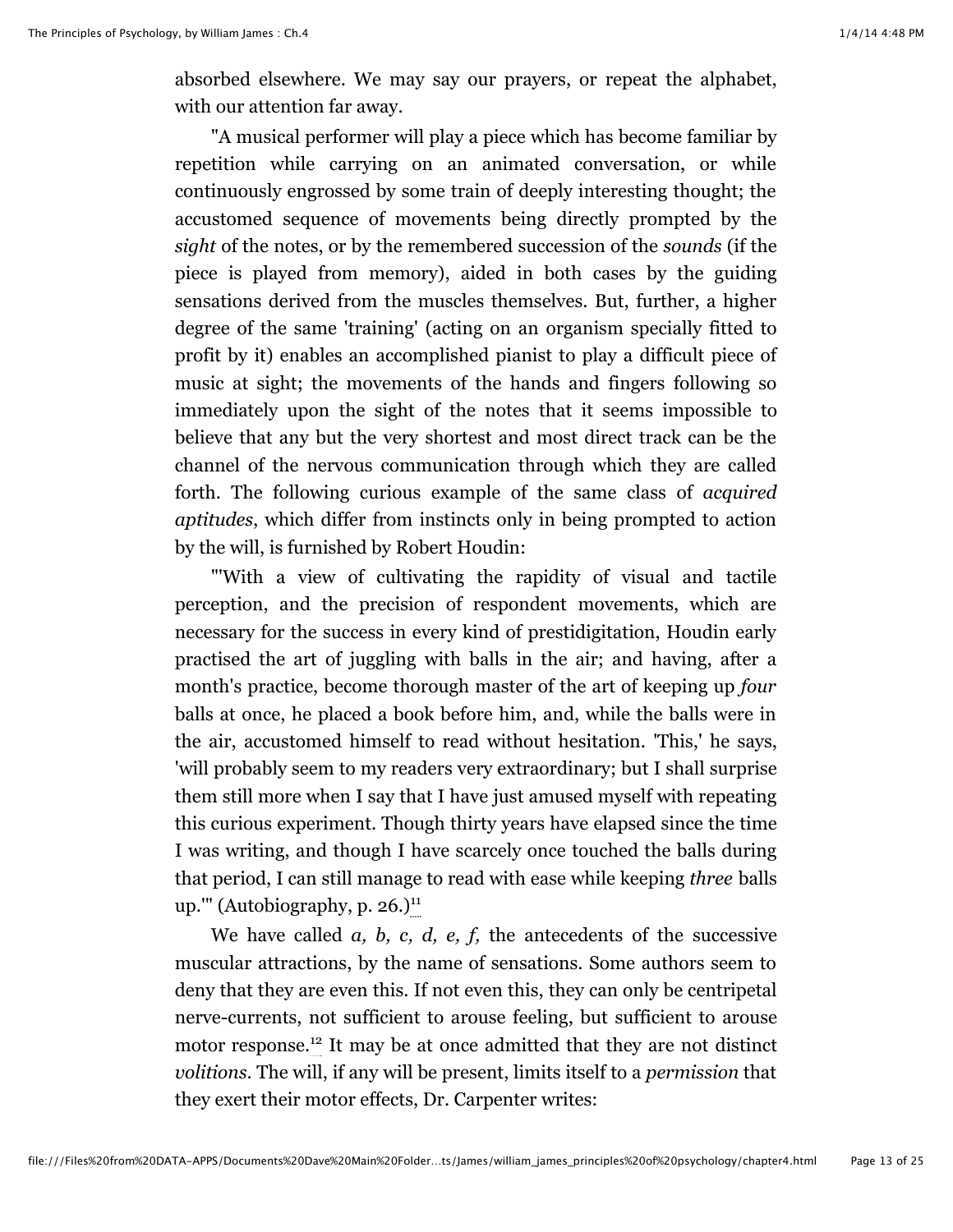absorbed elsewhere. We may say our prayers, or repeat the alphabet, with our attention far away.

"A musical performer will play a piece which has become familiar by repetition while carrying on an animated conversation, or while continuously engrossed by some train of deeply interesting thought; the accustomed sequence of movements being directly prompted by the *sight* of the notes, or by the remembered succession of the *sounds* (if the piece is played from memory), aided in both cases by the guiding sensations derived from the muscles themselves. But, further, a higher degree of the same 'training' (acting on an organism specially fitted to profit by it) enables an accomplished pianist to play a difficult piece of music at sight; the movements of the hands and fingers following so immediately upon the sight of the notes that it seems impossible to believe that any but the very shortest and most direct track can be the channel of the nervous communication through which they are called forth. The following curious example of the same class of *acquired aptitudes*, which differ from instincts only in being prompted to action by the will, is furnished by Robert Houdin:

"'With a view of cultivating the rapidity of visual and tactile perception, and the precision of respondent movements, which are necessary for the success in every kind of prestidigitation, Houdin early practised the art of juggling with balls in the air; and having, after a month's practice, become thorough master of the art of keeping up *four* balls at once, he placed a book before him, and, while the balls were in the air, accustomed himself to read without hesitation. 'This,' he says, 'will probably seem to my readers very extraordinary; but I shall surprise them still more when I say that I have just amused myself with repeating this curious experiment. Though thirty years have elapsed since the time I was writing, and though I have scarcely once touched the balls during that period, I can still manage to read with ease while keeping *three* balls up.'" (Autobiography, p. 26.)[11]

We have called *a, b, c, d, e, f,* the antecedents of the successive muscular attractions, by the name of sensations. Some authors seem to deny that they are even this. If not even this, they can only be centripetal nerve-currents, not sufficient to arouse feeling, but sufficient to arouse motor response.[12] It may be at once admitted that they are not distinct *volitions*. The will, if any will be present, limits itself to a *permission* that they exert their motor effects, Dr. Carpenter writes: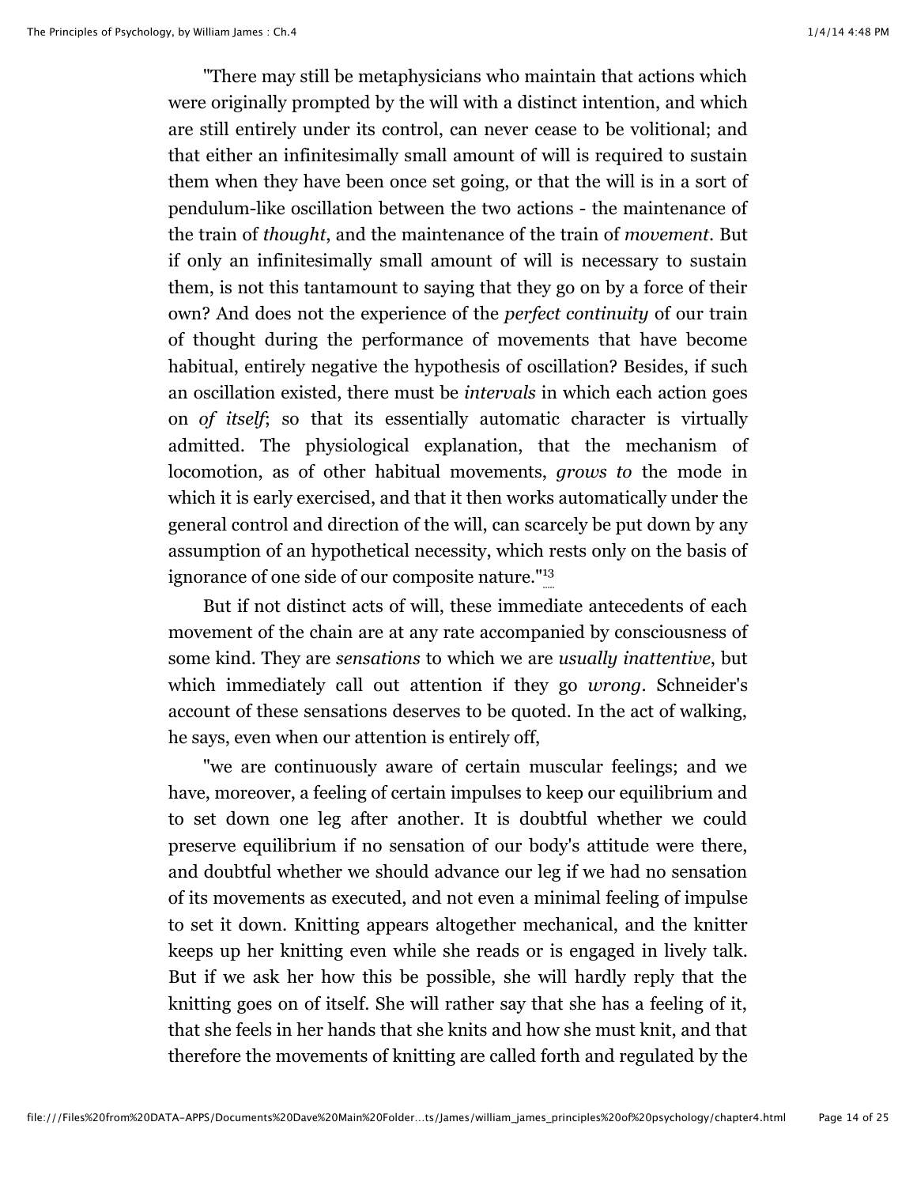"There may still be metaphysicians who maintain that actions which were originally prompted by the will with a distinct intention, and which are still entirely under its control, can never cease to be volitional; and that either an infinitesimally small amount of will is required to sustain them when they have been once set going, or that the will is in a sort of pendulum-like oscillation between the two actions - the maintenance of the train of *thought*, and the maintenance of the train of *movement*. But if only an infinitesimally small amount of will is necessary to sustain them, is not this tantamount to saying that they go on by a force of their own? And does not the experience of the *perfect continuity* of our train of thought during the performance of movements that have become habitual, entirely negative the hypothesis of oscillation? Besides, if such an oscillation existed, there must be *intervals* in which each action goes on *of itself*; so that its essentially automatic character is virtually admitted. The physiological explanation, that the mechanism of locomotion, as of other habitual movements, *grows to* the mode in which it is early exercised, and that it then works automatically under the general control and direction of the will, can scarcely be put down by any assumption of an hypothetical necessity, which rests only on the basis of ignorance of one side of our composite nature."[13]

But if not distinct acts of will, these immediate antecedents of each movement of the chain are at any rate accompanied by consciousness of some kind. They are *sensations* to which we are *usually inattentive*, but which immediately call out attention if they go *wrong*. Schneider's account of these sensations deserves to be quoted. In the act of walking, he says, even when our attention is entirely off,

"we are continuously aware of certain muscular feelings; and we have, moreover, a feeling of certain impulses to keep our equilibrium and to set down one leg after another. It is doubtful whether we could preserve equilibrium if no sensation of our body's attitude were there, and doubtful whether we should advance our leg if we had no sensation of its movements as executed, and not even a minimal feeling of impulse to set it down. Knitting appears altogether mechanical, and the knitter keeps up her knitting even while she reads or is engaged in lively talk. But if we ask her how this be possible, she will hardly reply that the knitting goes on of itself. She will rather say that she has a feeling of it, that she feels in her hands that she knits and how she must knit, and that therefore the movements of knitting are called forth and regulated by the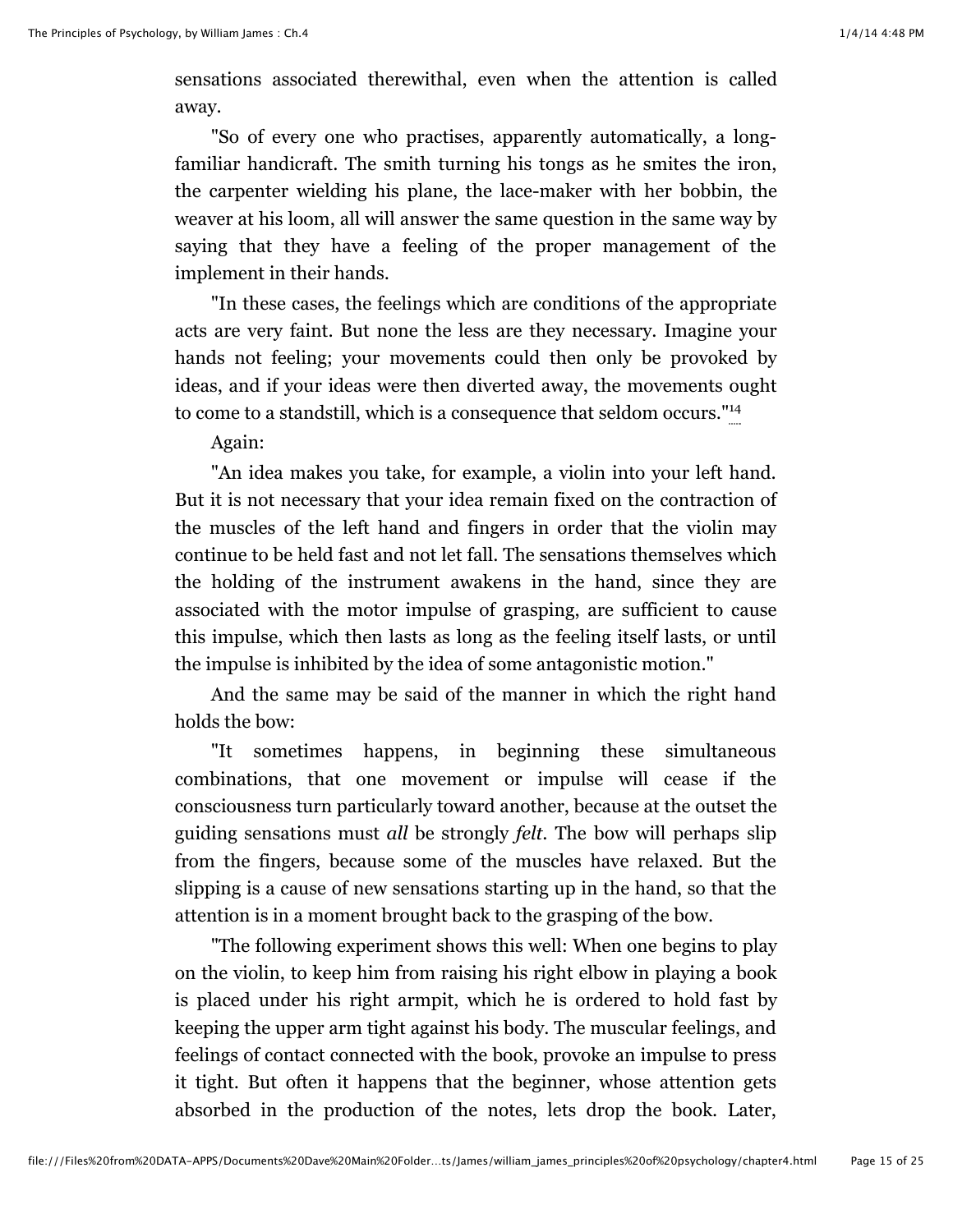sensations associated therewithal, even when the attention is called away.

"So of every one who practises, apparently automatically, a long-familiar handicraft. The smith turning his tongs as he smites the iron, the carpenter wielding his plane, the lace-maker with her bobbin, the weaver at his loom, all will answer the same question in the same way by saying that they have a feeling of the proper management of the implement in their hands.

"In these cases, the feelings which are conditions of the appropriate acts are very faint. But none the less are they necessary. Imagine your hands not feeling; your movements could then only be provoked by ideas, and if your ideas were then diverted away, the movements ought to come to a standstill, which is a consequence that seldom occurs."[14]

Again:

"An idea makes you take, for example, a violin into your left hand. But it is not necessary that your idea remain fixed on the contraction of the muscles of the left hand and fingers in order that the violin may continue to be held fast and not let fall. The sensations themselves which the holding of the instrument awakens in the hand, since they are associated with the motor impulse of grasping, are sufficient to cause this impulse, which then lasts as long as the feeling itself lasts, or until the impulse is inhibited by the idea of some antagonistic motion."

And the same may be said of the manner in which the right hand holds the bow:

"It sometimes happens, in beginning these simultaneous combinations, that one movement or impulse will cease if the consciousness turn particularly toward another, because at the outset the guiding sensations must *all* be strongly *felt*. The bow will perhaps slip from the fingers, because some of the muscles have relaxed. But the slipping is a cause of new sensations starting up in the hand, so that the attention is in a moment brought back to the grasping of the bow.

"The following experiment shows this well: When one begins to play on the violin, to keep him from raising his right elbow in playing a book is placed under his right armpit, which he is ordered to hold fast by keeping the upper arm tight against his body. The muscular feelings, and feelings of contact connected with the book, provoke an impulse to press it tight. But often it happens that the beginner, whose attention gets absorbed in the production of the notes, lets drop the book. Later,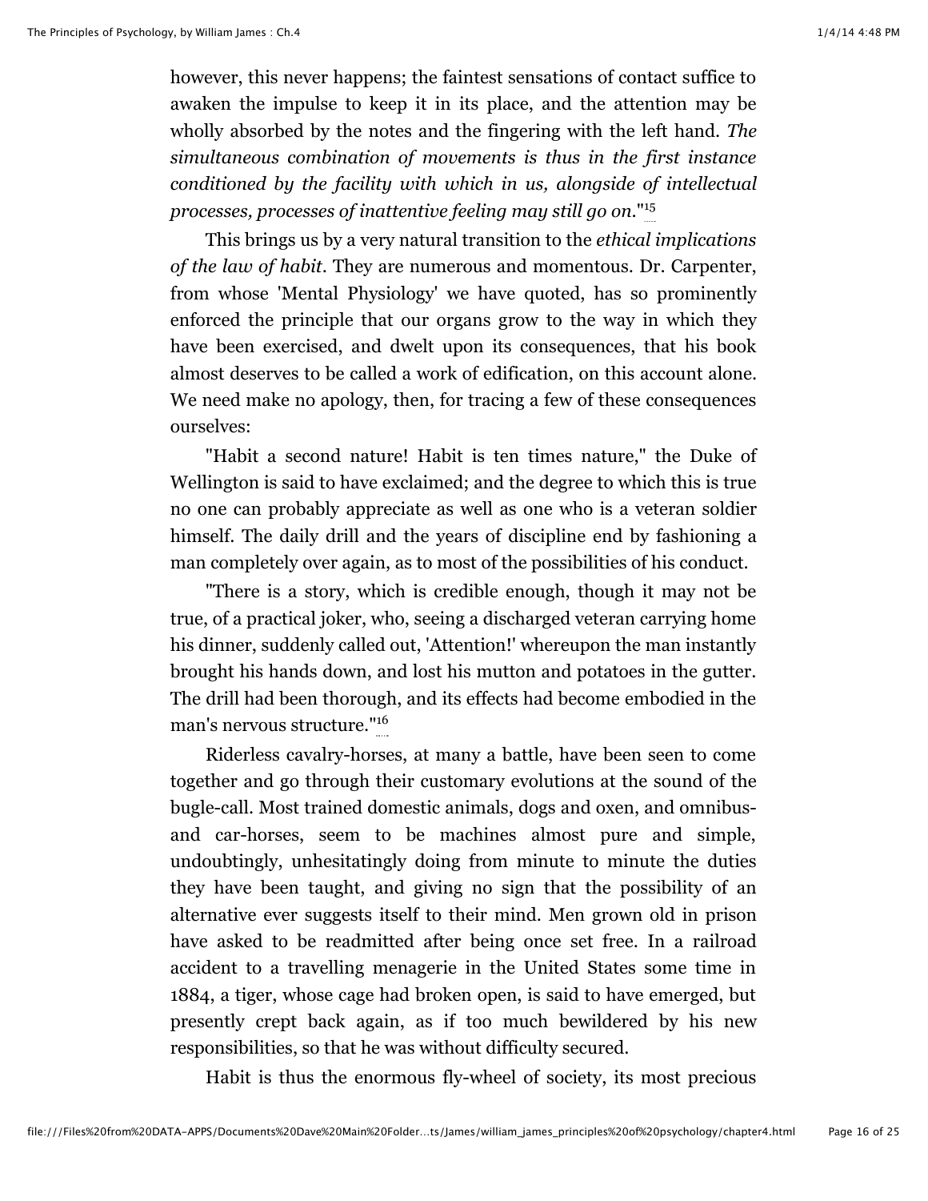however, this never happens; the faintest sensations of contact suffice to awaken the impulse to keep it in its place, and the attention may be wholly absorbed by the notes and the fingering with the left hand. *The simultaneous combination of movements is thus in the first instance conditioned by the facility with which in us, alongside of intellectual processes, processes of inattentive feeling may still go on*."[15]

This brings us by a very natural transition to the *ethical implications of the law of habit*. They are numerous and momentous. Dr. Carpenter, from whose 'Mental Physiology' we have quoted, has so prominently enforced the principle that our organs grow to the way in which they have been exercised, and dwelt upon its consequences, that his book almost deserves to be called a work of edification, on this account alone. We need make no apology, then, for tracing a few of these consequences ourselves:

"Habit a second nature! Habit is ten times nature," the Duke of Wellington is said to have exclaimed; and the degree to which this is true no one can probably appreciate as well as one who is a veteran soldier himself. The daily drill and the years of discipline end by fashioning a man completely over again, as to most of the possibilities of his conduct.

"There is a story, which is credible enough, though it may not be true, of a practical joker, who, seeing a discharged veteran carrying home his dinner, suddenly called out, 'Attention!' whereupon the man instantly brought his hands down, and lost his mutton and potatoes in the gutter. The drill had been thorough, and its effects had become embodied in the man's nervous structure."[16]

Riderless cavalry-horses, at many a battle, have been seen to come together and go through their customary evolutions at the sound of the bugle-call. Most trained domestic animals, dogs and oxen, and omnibus- and car-horses, seem to be machines almost pure and simple, undoubtingly, unhesitatingly doing from minute to minute the duties they have been taught, and giving no sign that the possibility of an alternative ever suggests itself to their mind. Men grown old in prison have asked to be readmitted after being once set free. In a railroad accident to a travelling menagerie in the United States some time in 1884, a tiger, whose cage had broken open, is said to have emerged, but presently crept back again, as if too much bewildered by his new responsibilities, so that he was without difficulty secured.

Habit is thus the enormous fly-wheel of society, its most precious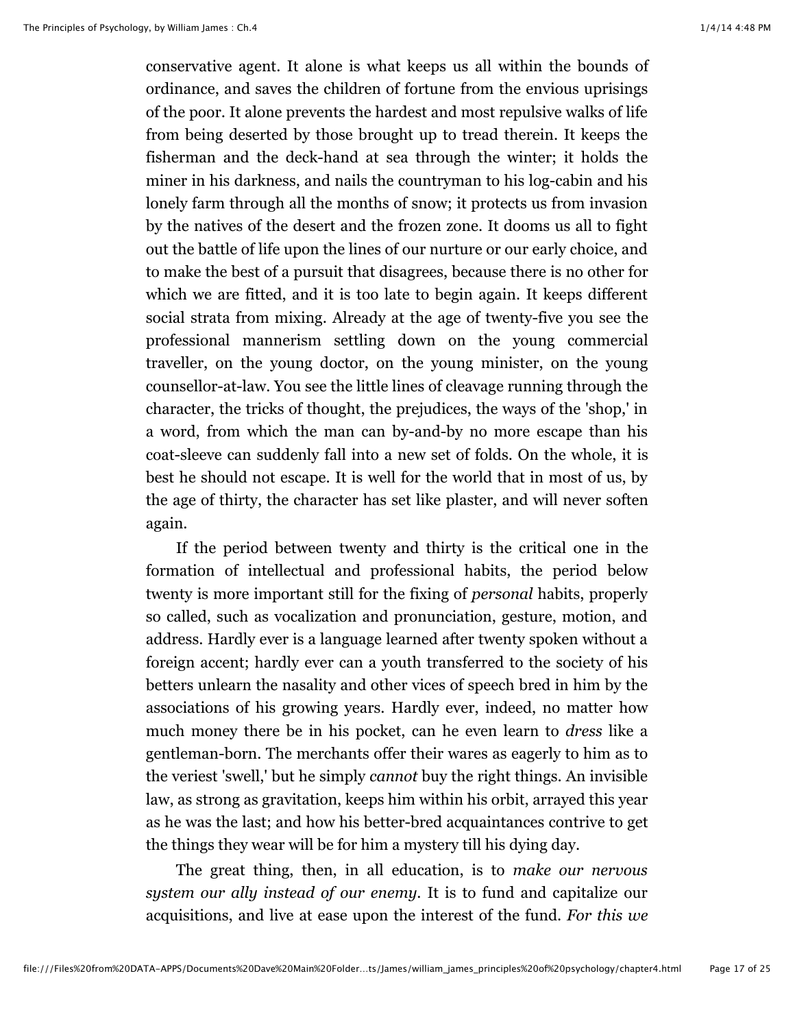conservative agent. It alone is what keeps us all within the bounds of ordinance, and saves the children of fortune from the envious uprisings of the poor. It alone prevents the hardest and most repulsive walks of life from being deserted by those brought up to tread therein. It keeps the fisherman and the deck-hand at sea through the winter; it holds the miner in his darkness, and nails the countryman to his log-cabin and his lonely farm through all the months of snow; it protects us from invasion by the natives of the desert and the frozen zone. It dooms us all to fight out the battle of life upon the lines of our nurture or our early choice, and to make the best of a pursuit that disagrees, because there is no other for which we are fitted, and it is too late to begin again. It keeps different social strata from mixing. Already at the age of twenty-five you see the professional mannerism settling down on the young commercial traveller, on the young doctor, on the young minister, on the young counsellor-at-law. You see the little lines of cleavage running through the character, the tricks of thought, the prejudices, the ways of the 'shop,' in a word, from which the man can by-and-by no more escape than his coat-sleeve can suddenly fall into a new set of folds. On the whole, it is best he should not escape. It is well for the world that in most of us, by the age of thirty, the character has set like plaster, and will never soften again.

If the period between twenty and thirty is the critical one in the formation of intellectual and professional habits, the period below twenty is more important still for the fixing of *personal* habits, properly so called, such as vocalization and pronunciation, gesture, motion, and address. Hardly ever is a language learned after twenty spoken without a foreign accent; hardly ever can a youth transferred to the society of his betters unlearn the nasality and other vices of speech bred in him by the associations of his growing years. Hardly ever, indeed, no matter how much money there be in his pocket, can he even learn to *dress* like a gentleman-born. The merchants offer their wares as eagerly to him as to the veriest 'swell,' but he simply *cannot* buy the right things. An invisible law, as strong as gravitation, keeps him within his orbit, arrayed this year as he was the last; and how his better-bred acquaintances contrive to get the things they wear will be for him a mystery till his dying day.

The great thing, then, in all education, is to *make our nervous system our ally instead of our enemy.* It is to fund and capitalize our acquisitions, and live at ease upon the interest of the fund. *For this we*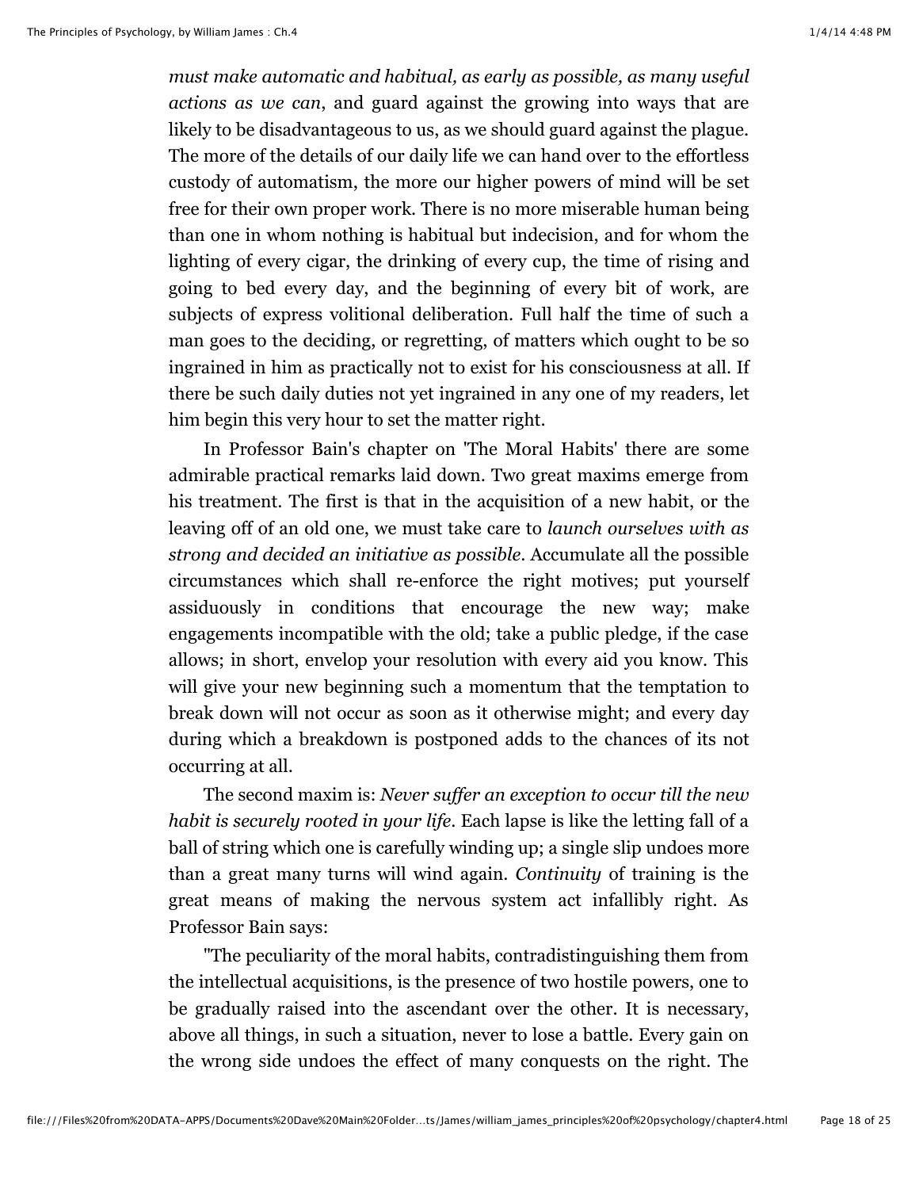*must make automatic and habitual, as early as possible, as many useful actions as we can*, and guard against the growing into ways that are likely to be disadvantageous to us, as we should guard against the plague. The more of the details of our daily life we can hand over to the effortless custody of automatism, the more our higher powers of mind will be set free for their own proper work. There is no more miserable human being than one in whom nothing is habitual but indecision, and for whom the lighting of every cigar, the drinking of every cup, the time of rising and going to bed every day, and the beginning of every bit of work, are subjects of express volitional deliberation. Full half the time of such a man goes to the deciding, or regretting, of matters which ought to be so ingrained in him as practically not to exist for his consciousness at all. If there be such daily duties not yet ingrained in any one of my readers, let him begin this very hour to set the matter right.

In Professor Bain's chapter on 'The Moral Habits' there are some admirable practical remarks laid down. Two great maxims emerge from his treatment. The first is that in the acquisition of a new habit, or the leaving off of an old one, we must take care to *launch ourselves with as strong and decided an initiative as possible*. Accumulate all the possible circumstances which shall re-enforce the right motives; put yourself assiduously in conditions that encourage the new way; make engagements incompatible with the old; take a public pledge, if the case allows; in short, envelop your resolution with every aid you know. This will give your new beginning such a momentum that the temptation to break down will not occur as soon as it otherwise might; and every day during which a breakdown is postponed adds to the chances of its not occurring at all.

The second maxim is: *Never suffer an exception to occur till the new habit is securely rooted in your life*. Each lapse is like the letting fall of a ball of string which one is carefully winding up; a single slip undoes more than a great many turns will wind again. *Continuity* of training is the great means of making the nervous system act infallibly right. As Professor Bain says:

"The peculiarity of the moral habits, contradistinguishing them from the intellectual acquisitions, is the presence of two hostile powers, one to be gradually raised into the ascendant over the other. It is necessary, above all things, in such a situation, never to lose a battle. Every gain on the wrong side undoes the effect of many conquests on the right. The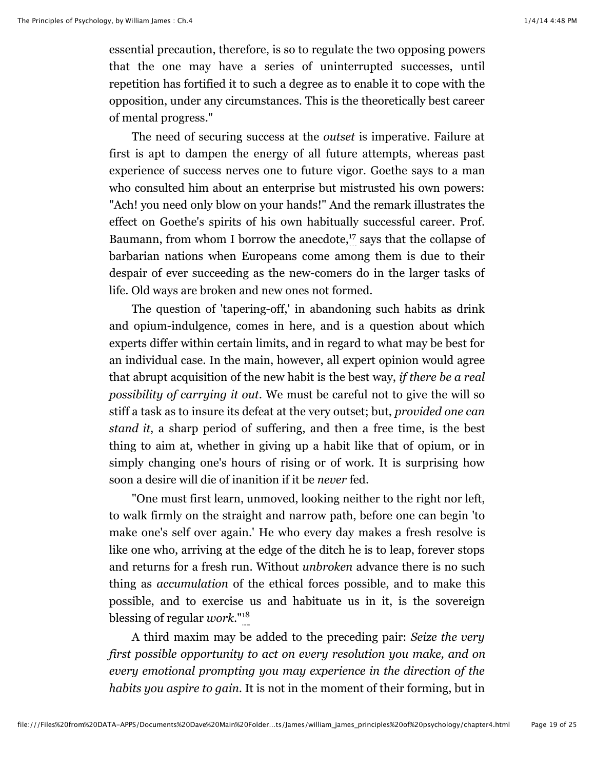essential precaution, therefore, is so to regulate the two opposing powers that the one may have a series of uninterrupted successes, until repetition has fortified it to such a degree as to enable it to cope with the opposition, under any circumstances. This is the theoretically best career of mental progress."

The need of securing success at the *outset* is imperative. Failure at first is apt to dampen the energy of all future attempts, whereas past experience of success nerves one to future vigor. Goethe says to a man who consulted him about an enterprise but mistrusted his own powers: "Ach! you need only blow on your hands!" And the remark illustrates the effect on Goethe's spirits of his own habitually successful career. Prof. Baumann, from whom I borrow the anecdote,[17] says that the collapse of barbarian nations when Europeans come among them is due to their despair of ever succeeding as the new-comers do in the larger tasks of life. Old ways are broken and new ones not formed.

The question of 'tapering-off,' in abandoning such habits as drink and opium-indulgence, comes in here, and is a question about which experts differ within certain limits, and in regard to what may be best for an individual case. In the main, however, all expert opinion would agree that abrupt acquisition of the new habit is the best way, *if there be a real possibility of carrying it out*. We must be careful not to give the will so stiff a task as to insure its defeat at the very outset; but, *provided one can stand it*, a sharp period of suffering, and then a free time, is the best thing to aim at, whether in giving up a habit like that of opium, or in simply changing one's hours of rising or of work. It is surprising how soon a desire will die of inanition if it be *never* fed.

"One must first learn, unmoved, looking neither to the right nor left, to walk firmly on the straight and narrow path, before one can begin 'to make one's self over again.' He who every day makes a fresh resolve is like one who, arriving at the edge of the ditch he is to leap, forever stops and returns for a fresh run. Without *unbroken* advance there is no such thing as *accumulation* of the ethical forces possible, and to make this possible, and to exercise us and habituate us in it, is the sovereign blessing of regular *work*."[18]

A third maxim may be added to the preceding pair: *Seize the very first possible opportunity to act on every resolution you make, and on every emotional prompting you may experience in the direction of the habits you aspire to gain.* It is not in the moment of their forming, but in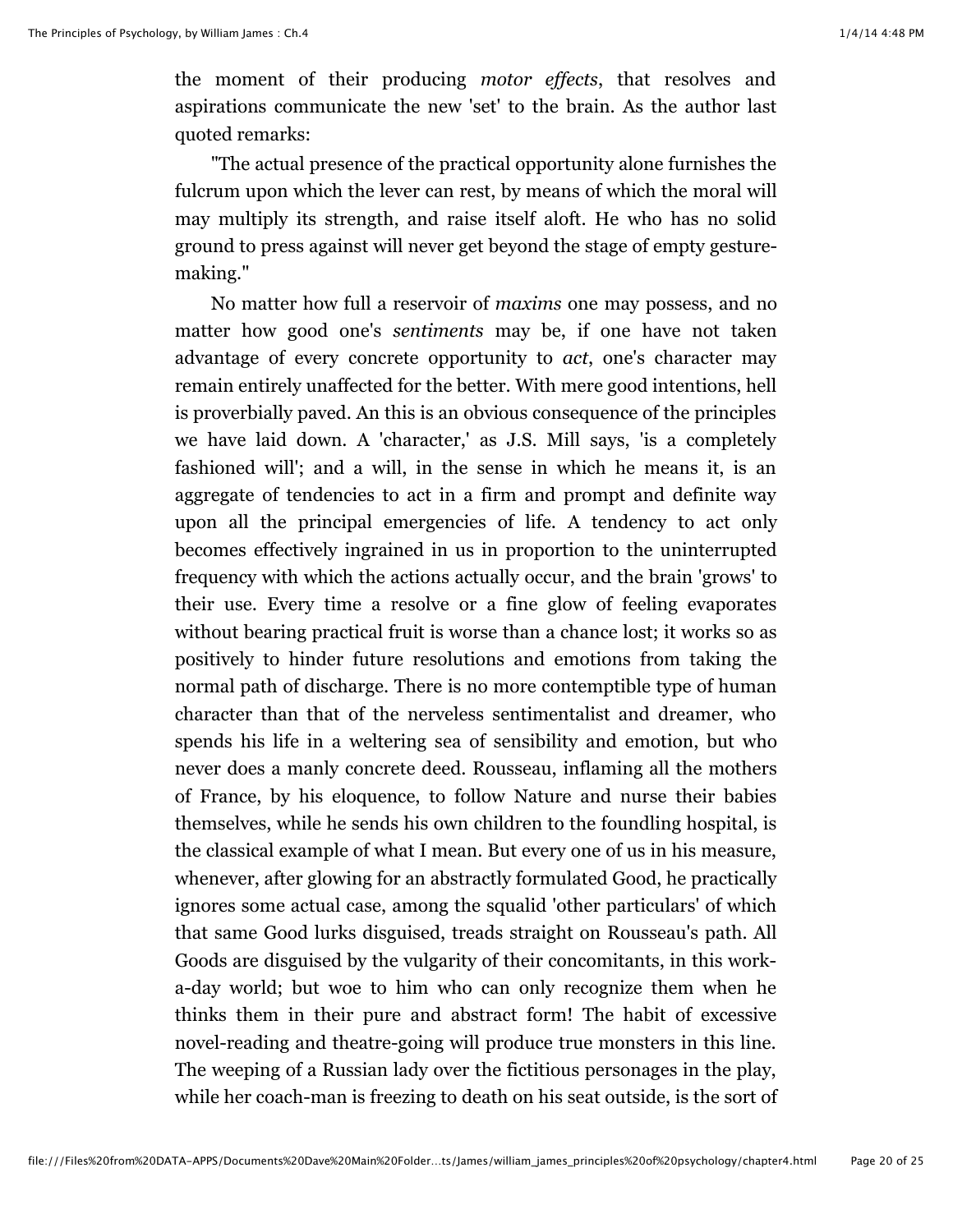the moment of their producing *motor effects*, that resolves and aspirations communicate the new 'set' to the brain. As the author last quoted remarks:

"The actual presence of the practical opportunity alone furnishes the fulcrum upon which the lever can rest, by means of which the moral will may multiply its strength, and raise itself aloft. He who has no solid ground to press against will never get beyond the stage of empty gesture-making."

No matter how full a reservoir of *maxims* one may possess, and no matter how good one's *sentiments* may be, if one have not taken advantage of every concrete opportunity to *act*, one's character may remain entirely unaffected for the better. With mere good intentions, hell is proverbially paved. An this is an obvious consequence of the principles we have laid down. A 'character,' as J.S. Mill says, 'is a completely fashioned will'; and a will, in the sense in which he means it, is an aggregate of tendencies to act in a firm and prompt and definite way upon all the principal emergencies of life. A tendency to act only becomes effectively ingrained in us in proportion to the uninterrupted frequency with which the actions actually occur, and the brain 'grows' to their use. Every time a resolve or a fine glow of feeling evaporates without bearing practical fruit is worse than a chance lost; it works so as positively to hinder future resolutions and emotions from taking the normal path of discharge. There is no more contemptible type of human character than that of the nerveless sentimentalist and dreamer, who spends his life in a weltering sea of sensibility and emotion, but who never does a manly concrete deed. Rousseau, inflaming all the mothers of France, by his eloquence, to follow Nature and nurse their babies themselves, while he sends his own children to the foundling hospital, is the classical example of what I mean. But every one of us in his measure, whenever, after glowing for an abstractly formulated Good, he practically ignores some actual case, among the squalid 'other particulars' of which that same Good lurks disguised, treads straight on Rousseau's path. All Goods are disguised by the vulgarity of their concomitants, in this work-a-day world; but woe to him who can only recognize them when he thinks them in their pure and abstract form! The habit of excessive novel-reading and theatre-going will produce true monsters in this line. The weeping of a Russian lady over the fictitious personages in the play, while her coach-man is freezing to death on his seat outside, is the sort of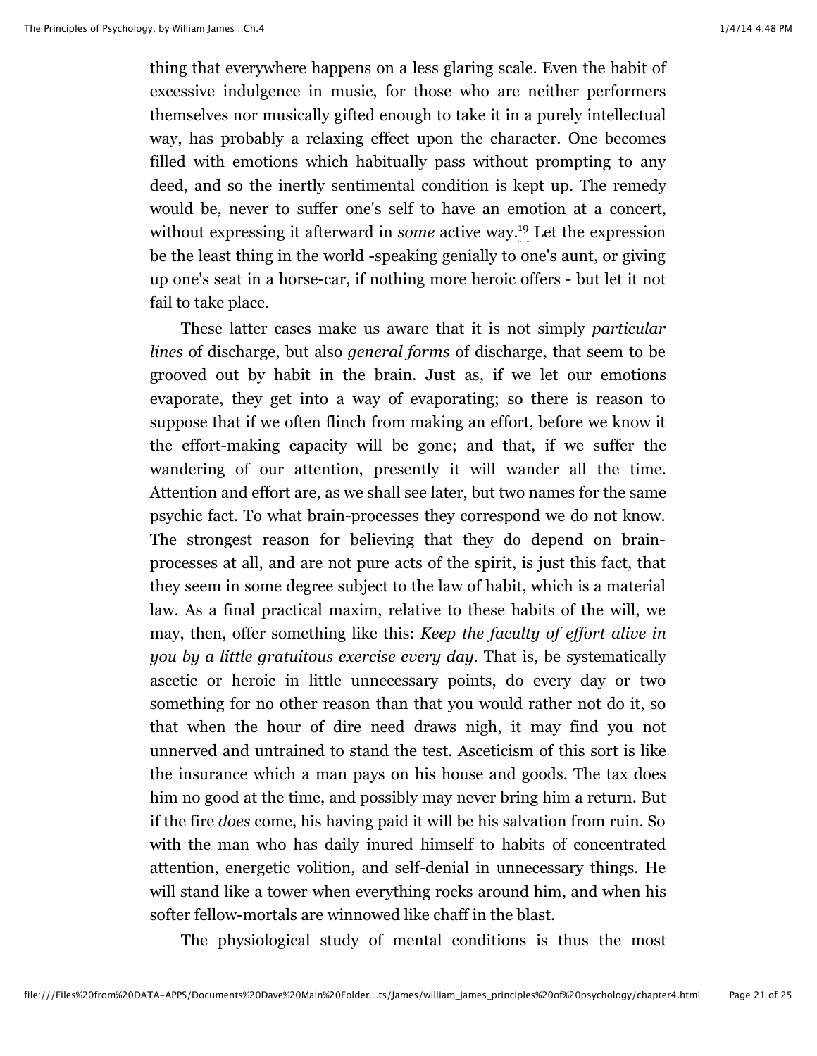thing that everywhere happens on a less glaring scale. Even the habit of excessive indulgence in music, for those who are neither performers themselves nor musically gifted enough to take it in a purely intellectual way, has probably a relaxing effect upon the character. One becomes filled with emotions which habitually pass without prompting to any deed, and so the inertly sentimental condition is kept up. The remedy would be, never to suffer one's self to have an emotion at a concert, without expressing it afterward in *some* active way.[19] Let the expression be the least thing in the world -speaking genially to one's aunt, or giving up one's seat in a horse-car, if nothing more heroic offers - but let it not fail to take place.

These latter cases make us aware that it is not simply *particular lines* of discharge, but also *general forms* of discharge, that seem to be grooved out by habit in the brain. Just as, if we let our emotions evaporate, they get into a way of evaporating; so there is reason to suppose that if we often flinch from making an effort, before we know it the effort-making capacity will be gone; and that, if we suffer the wandering of our attention, presently it will wander all the time. Attention and effort are, as we shall see later, but two names for the same psychic fact. To what brain-processes they correspond we do not know. The strongest reason for believing that they do depend on brain-processes at all, and are not pure acts of the spirit, is just this fact, that they seem in some degree subject to the law of habit, which is a material law. As a final practical maxim, relative to these habits of the will, we may, then, offer something like this: *Keep the faculty of effort alive in you by a little gratuitous exercise every day.* That is, be systematically ascetic or heroic in little unnecessary points, do every day or two something for no other reason than that you would rather not do it, so that when the hour of dire need draws nigh, it may find you not unnerved and untrained to stand the test. Asceticism of this sort is like the insurance which a man pays on his house and goods. The tax does him no good at the time, and possibly may never bring him a return. But if the fire *does* come, his having paid it will be his salvation from ruin. So with the man who has daily inured himself to habits of concentrated attention, energetic volition, and self-denial in unnecessary things. He will stand like a tower when everything rocks around him, and when his softer fellow-mortals are winnowed like chaff in the blast.

The physiological study of mental conditions is thus the most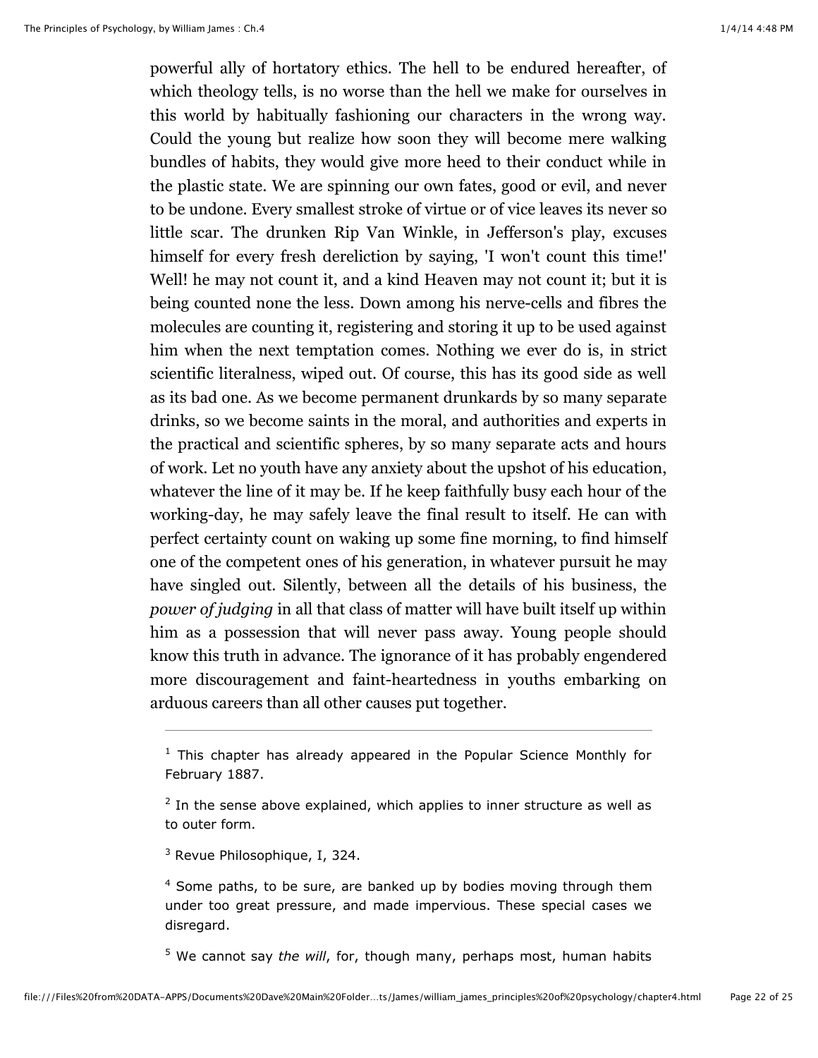powerful ally of hortatory ethics. The hell to be endured hereafter, of which theology tells, is no worse than the hell we make for ourselves in this world by habitually fashioning our characters in the wrong way. Could the young but realize how soon they will become mere walking bundles of habits, they would give more heed to their conduct while in the plastic state. We are spinning our own fates, good or evil, and never to be undone. Every smallest stroke of virtue or of vice leaves its never so little scar. The drunken Rip Van Winkle, in Jefferson's play, excuses himself for every fresh dereliction by saying, 'I won't count this time!' Well! he may not count it, and a kind Heaven may not count it; but it is being counted none the less. Down among his nerve-cells and fibres the molecules are counting it, registering and storing it up to be used against him when the next temptation comes. Nothing we ever do is, in strict scientific literalness, wiped out. Of course, this has its good side as well as its bad one. As we become permanent drunkards by so many separate drinks, so we become saints in the moral, and authorities and experts in the practical and scientific spheres, by so many separate acts and hours of work. Let no youth have any anxiety about the upshot of his education, whatever the line of it may be. If he keep faithfully busy each hour of the working-day, he may safely leave the final result to itself. He can with perfect certainty count on waking up some fine morning, to find himself one of the competent ones of his generation, in whatever pursuit he may have singled out. Silently, between all the details of his business, the *power of judging* in all that class of matter will have built itself up within him as a possession that will never pass away. Young people should know this truth in advance. The ignorance of it has probably engendered more discouragement and faint-heartedness in youths embarking on arduous careers than all other causes put together.

---

[1] This chapter has already appeared in the Popular Science Monthly for February 1887.

[2] In the sense above explained, which applies to inner structure as well as to outer form.

[3] Revue Philosophique, I, 324.

[4] Some paths, to be sure, are banked up by bodies moving through them under too great pressure, and made impervious. These special cases we disregard.

[5] We cannot say *the will*, for, though many, perhaps most, human habits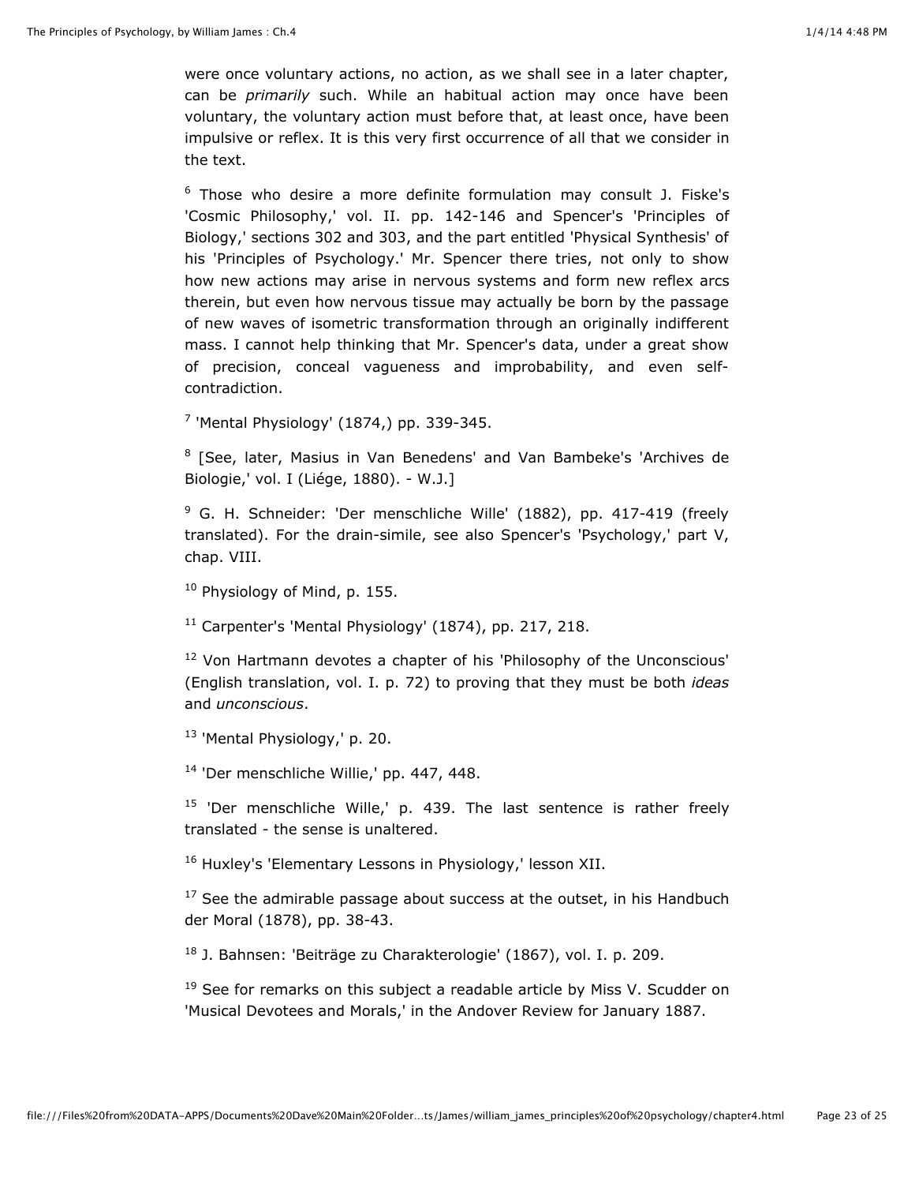were once voluntary actions, no action, as we shall see in a later chapter, can be *primarily* such. While an habitual action may once have been voluntary, the voluntary action must before that, at least once, have been impulsive or reflex. It is this very first occurrence of all that we consider in the text.

[6] Those who desire a more definite formulation may consult J. Fiske's 'Cosmic Philosophy,' vol. II. pp. 142-146 and Spencer's 'Principles of Biology,' sections 302 and 303, and the part entitled 'Physical Synthesis' of his 'Principles of Psychology.' Mr. Spencer there tries, not only to show how new actions may arise in nervous systems and form new reflex arcs therein, but even how nervous tissue may actually be born by the passage of new waves of isometric transformation through an originally indifferent mass. I cannot help thinking that Mr. Spencer's data, under a great show of precision, conceal vagueness and improbability, and even self-contradiction.

[7] 'Mental Physiology' (1874,) pp. 339-345.

[8] [See, later, Masius in Van Benedens' and Van Bambeke's 'Archives de Biologie,' vol. I (Liége, 1880). - W.J.]

[9] G. H. Schneider: 'Der menschliche Wille' (1882), pp. 417-419 (freely translated). For the drain-simile, see also Spencer's 'Psychology,' part V, chap. VIII.

[10] Physiology of Mind, p. 155.

[11] Carpenter's 'Mental Physiology' (1874), pp. 217, 218.

[12] Von Hartmann devotes a chapter of his 'Philosophy of the Unconscious' (English translation, vol. I. p. 72) to proving that they must be both *ideas* and *unconscious*.

[13] 'Mental Physiology,' p. 20.

[14] 'Der menschliche Willie,' pp. 447, 448.

[15] 'Der menschliche Wille,' p. 439. The last sentence is rather freely translated - the sense is unaltered.

[16] Huxley's 'Elementary Lessons in Physiology,' lesson XII.

[17] See the admirable passage about success at the outset, in his Handbuch der Moral (1878), pp. 38-43.

[18] J. Bahnsen: 'Beiträge zu Charakterologie' (1867), vol. I. p. 209.

[19] See for remarks on this subject a readable article by Miss V. Scudder on 'Musical Devotees and Morals,' in the Andover Review for January 1887.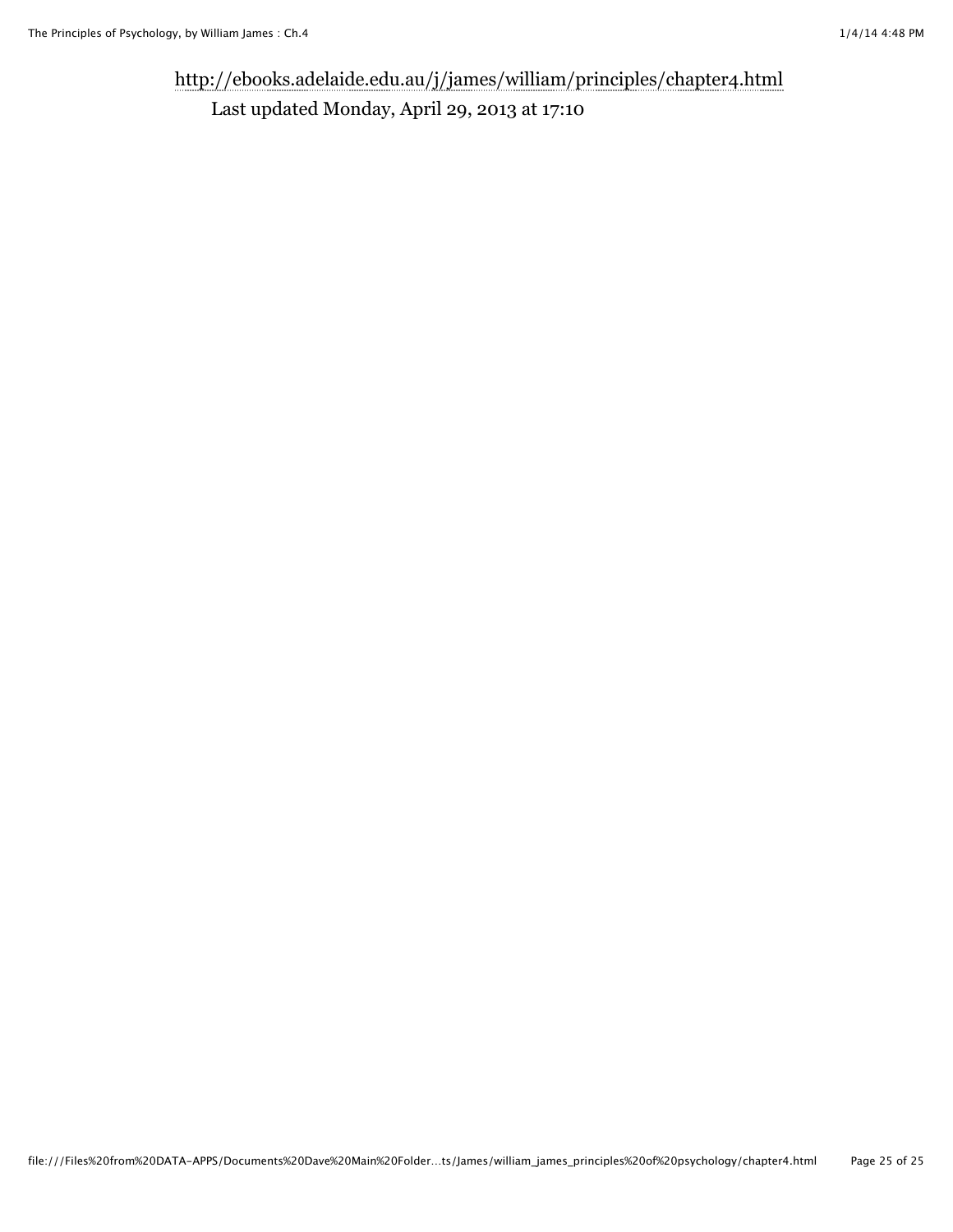http://ebooks.adelaide.edu.au/j/james/william/principles/chapter4.html

Last updated Monday, April 29, 2013 at 17:10